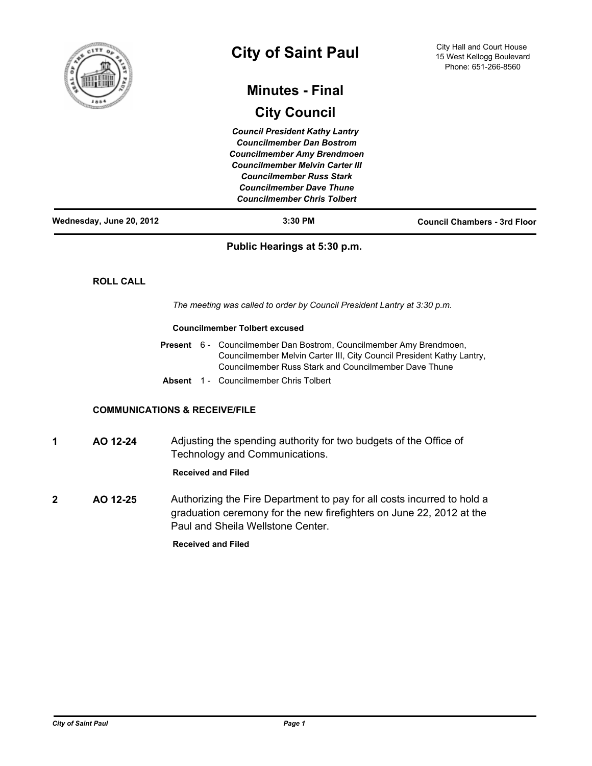# City of Saint Paul

City Hall and Court House
15 West Kellogg Boulevard
Phone: 651-266-8560

## Minutes - Final

## City Council

*Council President Kathy Lantry*
*Councilmember Dan Bostrom*
*Councilmember Amy Brendmoen*
*Councilmember Melvin Carter III*
*Councilmember Russ Stark*
*Councilmember Dave Thune*
*Councilmember Chris Tolbert*

**Wednesday, June 20, 2012** — **3:30 PM** — **Council Chambers - 3rd Floor**

**Public Hearings at 5:30 p.m.**

### ROLL CALL

*The meeting was called to order by Council President Lantry at 3:30 p.m.*

**Councilmember Tolbert excused**

**Present** 6 - Councilmember Dan Bostrom, Councilmember Amy Brendmoen, Councilmember Melvin Carter III, City Council President Kathy Lantry, Councilmember Russ Stark and Councilmember Dave Thune

**Absent** 1 - Councilmember Chris Tolbert

### COMMUNICATIONS & RECEIVE/FILE

**1** **AO 12-24** Adjusting the spending authority for two budgets of the Office of Technology and Communications.

**Received and Filed**

**2** **AO 12-25** Authorizing the Fire Department to pay for all costs incurred to hold a graduation ceremony for the new firefighters on June 22, 2012 at the Paul and Sheila Wellstone Center.

**Received and Filed**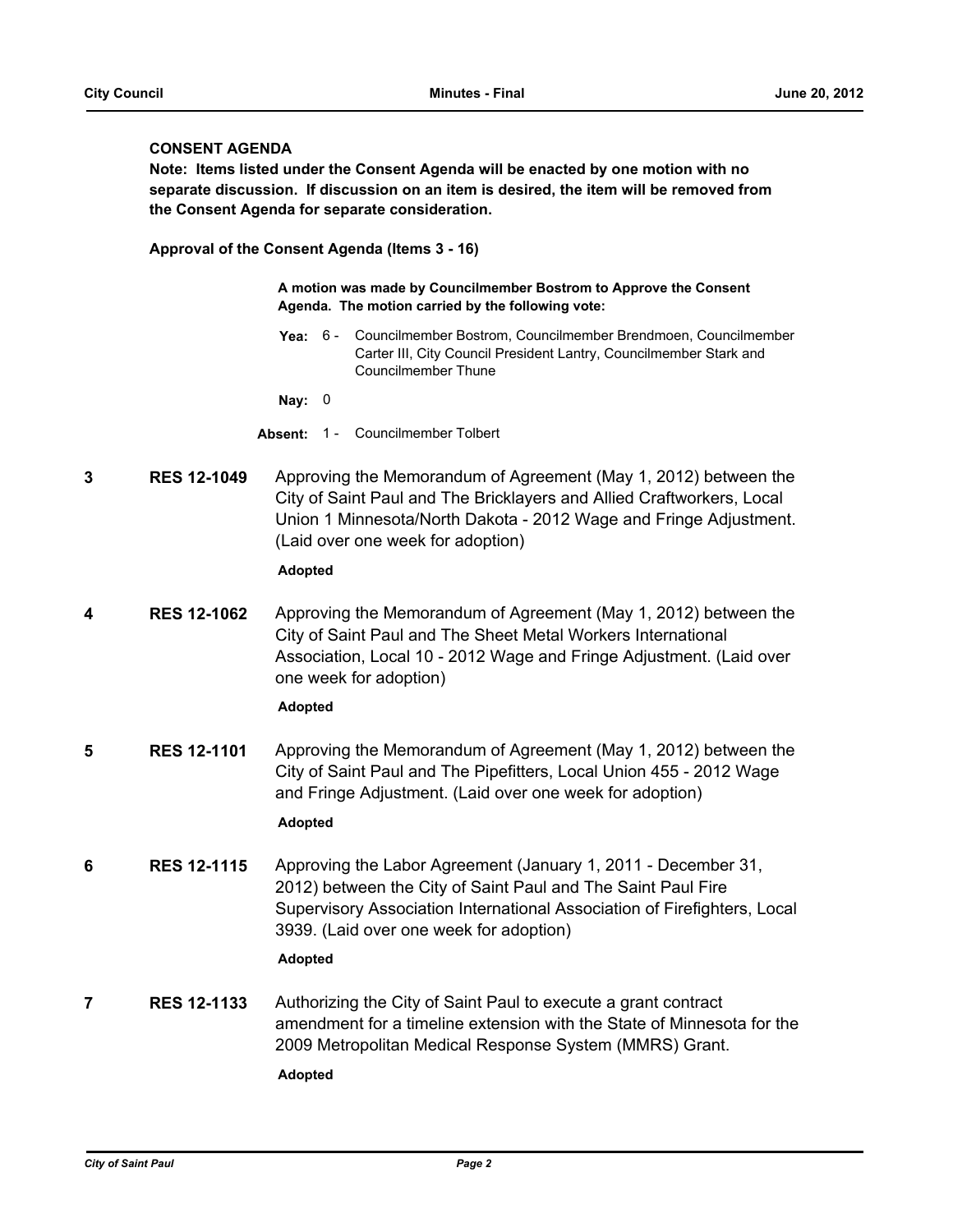**CONSENT AGENDA**

**Note: Items listed under the Consent Agenda will be enacted by one motion with no separate discussion. If discussion on an item is desired, the item will be removed from the Consent Agenda for separate consideration.**

**Approval of the Consent Agenda (Items 3 - 16)**

**A motion was made by Councilmember Bostrom to Approve the Consent Agenda. The motion carried by the following vote:**

**Yea:** 6 - Councilmember Bostrom, Councilmember Brendmoen, Councilmember Carter III, City Council President Lantry, Councilmember Stark and Councilmember Thune

**Nay:** 0

**Absent:** 1 - Councilmember Tolbert

**3** **RES 12-1049** Approving the Memorandum of Agreement (May 1, 2012) between the City of Saint Paul and The Bricklayers and Allied Craftworkers, Local Union 1 Minnesota/North Dakota - 2012 Wage and Fringe Adjustment. (Laid over one week for adoption)

**Adopted**

**4** **RES 12-1062** Approving the Memorandum of Agreement (May 1, 2012) between the City of Saint Paul and The Sheet Metal Workers International Association, Local 10 - 2012 Wage and Fringe Adjustment. (Laid over one week for adoption)

**Adopted**

**5** **RES 12-1101** Approving the Memorandum of Agreement (May 1, 2012) between the City of Saint Paul and The Pipefitters, Local Union 455 - 2012 Wage and Fringe Adjustment. (Laid over one week for adoption)

**Adopted**

**6** **RES 12-1115** Approving the Labor Agreement (January 1, 2011 - December 31, 2012) between the City of Saint Paul and The Saint Paul Fire Supervisory Association International Association of Firefighters, Local 3939. (Laid over one week for adoption)

**Adopted**

**7** **RES 12-1133** Authorizing the City of Saint Paul to execute a grant contract amendment for a timeline extension with the State of Minnesota for the 2009 Metropolitan Medical Response System (MMRS) Grant.

**Adopted**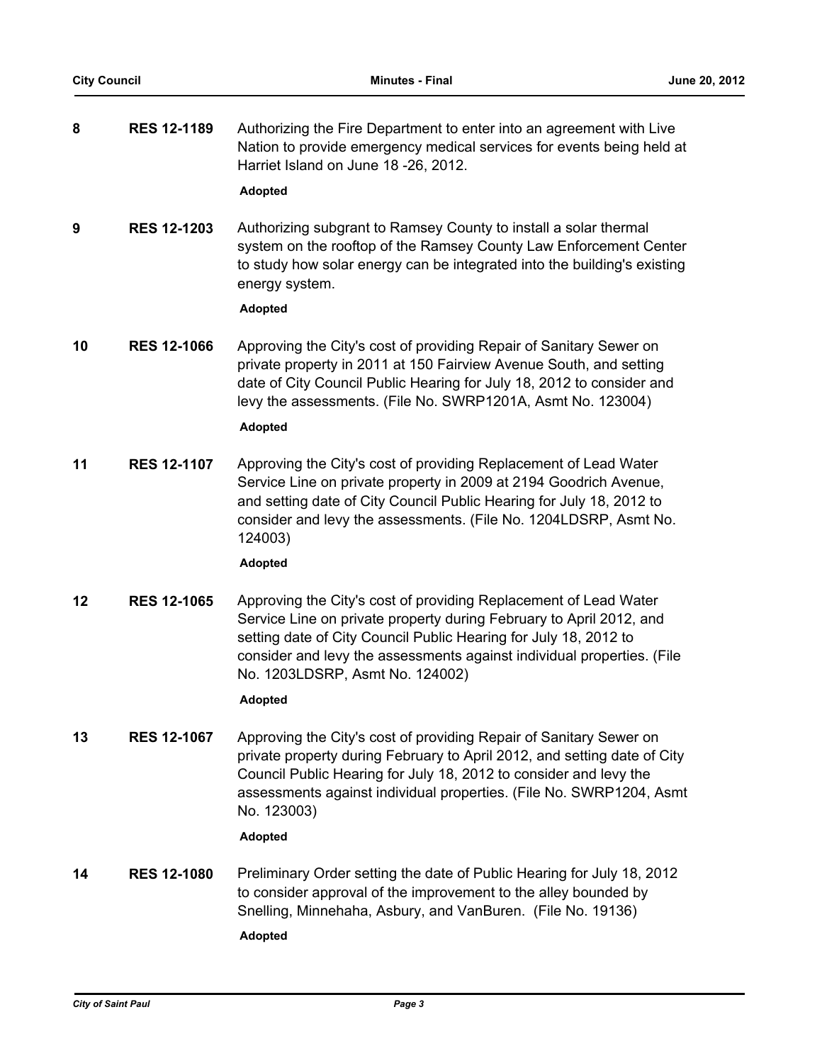**8** **RES 12-1189** Authorizing the Fire Department to enter into an agreement with Live Nation to provide emergency medical services for events being held at Harriet Island on June 18 -26, 2012.

**Adopted**

**9** **RES 12-1203** Authorizing subgrant to Ramsey County to install a solar thermal system on the rooftop of the Ramsey County Law Enforcement Center to study how solar energy can be integrated into the building's existing energy system.

**Adopted**

**10** **RES 12-1066** Approving the City's cost of providing Repair of Sanitary Sewer on private property in 2011 at 150 Fairview Avenue South, and setting date of City Council Public Hearing for July 18, 2012 to consider and levy the assessments. (File No. SWRP1201A, Asmt No. 123004)

**Adopted**

**11** **RES 12-1107** Approving the City's cost of providing Replacement of Lead Water Service Line on private property in 2009 at 2194 Goodrich Avenue, and setting date of City Council Public Hearing for July 18, 2012 to consider and levy the assessments. (File No. 1204LDSRP, Asmt No. 124003)

**Adopted**

**12** **RES 12-1065** Approving the City's cost of providing Replacement of Lead Water Service Line on private property during February to April 2012, and setting date of City Council Public Hearing for July 18, 2012 to consider and levy the assessments against individual properties. (File No. 1203LDSRP, Asmt No. 124002)

**Adopted**

**13** **RES 12-1067** Approving the City's cost of providing Repair of Sanitary Sewer on private property during February to April 2012, and setting date of City Council Public Hearing for July 18, 2012 to consider and levy the assessments against individual properties. (File No. SWRP1204, Asmt No. 123003)

**Adopted**

**14** **RES 12-1080** Preliminary Order setting the date of Public Hearing for July 18, 2012 to consider approval of the improvement to the alley bounded by Snelling, Minnehaha, Asbury, and VanBuren. (File No. 19136)

**Adopted**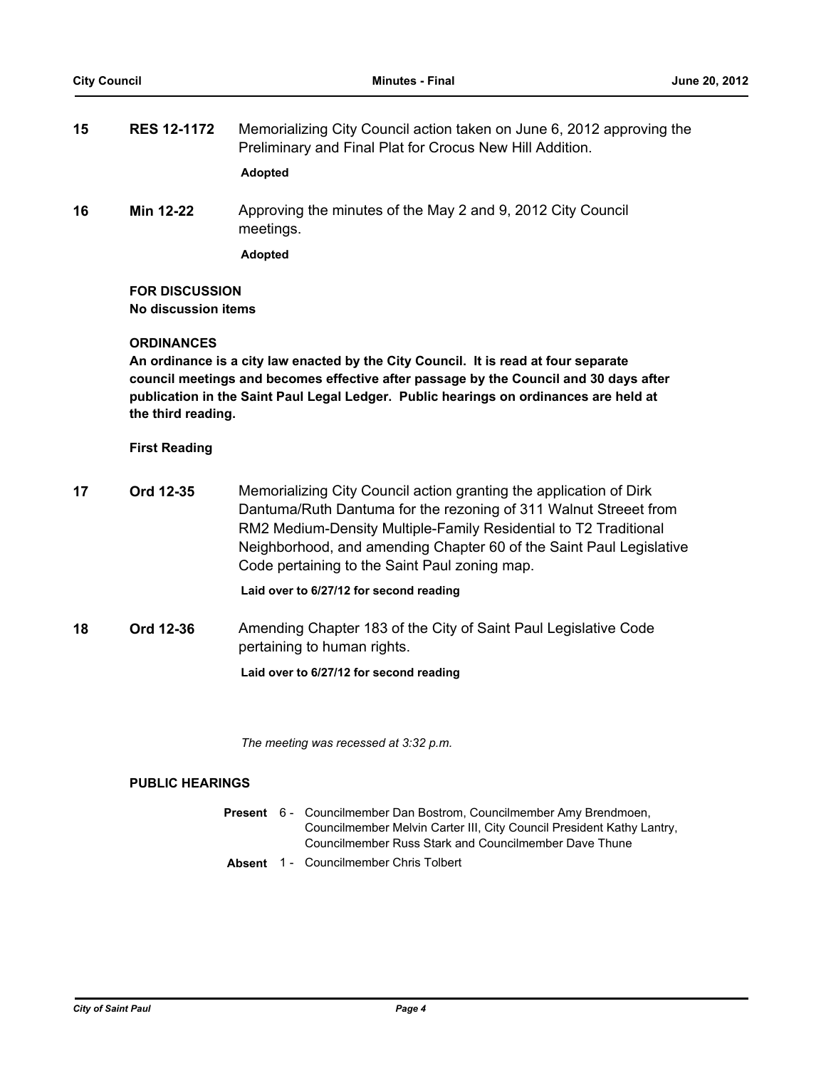**15** **RES 12-1172** Memorializing City Council action taken on June 6, 2012 approving the Preliminary and Final Plat for Crocus New Hill Addition.

**Adopted**

**16** **Min 12-22** Approving the minutes of the May 2 and 9, 2012 City Council meetings.

**Adopted**

**FOR DISCUSSION**
**No discussion items**

**ORDINANCES**
**An ordinance is a city law enacted by the City Council. It is read at four separate council meetings and becomes effective after passage by the Council and 30 days after publication in the Saint Paul Legal Ledger. Public hearings on ordinances are held at the third reading.**

**First Reading**

**17** **Ord 12-35** Memorializing City Council action granting the application of Dirk Dantuma/Ruth Dantuma for the rezoning of 311 Walnut Streeet from RM2 Medium-Density Multiple-Family Residential to T2 Traditional Neighborhood, and amending Chapter 60 of the Saint Paul Legislative Code pertaining to the Saint Paul zoning map.

**Laid over to 6/27/12 for second reading**

**18** **Ord 12-36** Amending Chapter 183 of the City of Saint Paul Legislative Code pertaining to human rights.

**Laid over to 6/27/12 for second reading**

*The meeting was recessed at 3:32 p.m.*

**PUBLIC HEARINGS**

**Present** 6 - Councilmember Dan Bostrom, Councilmember Amy Brendmoen, Councilmember Melvin Carter III, City Council President Kathy Lantry, Councilmember Russ Stark and Councilmember Dave Thune

**Absent** 1 - Councilmember Chris Tolbert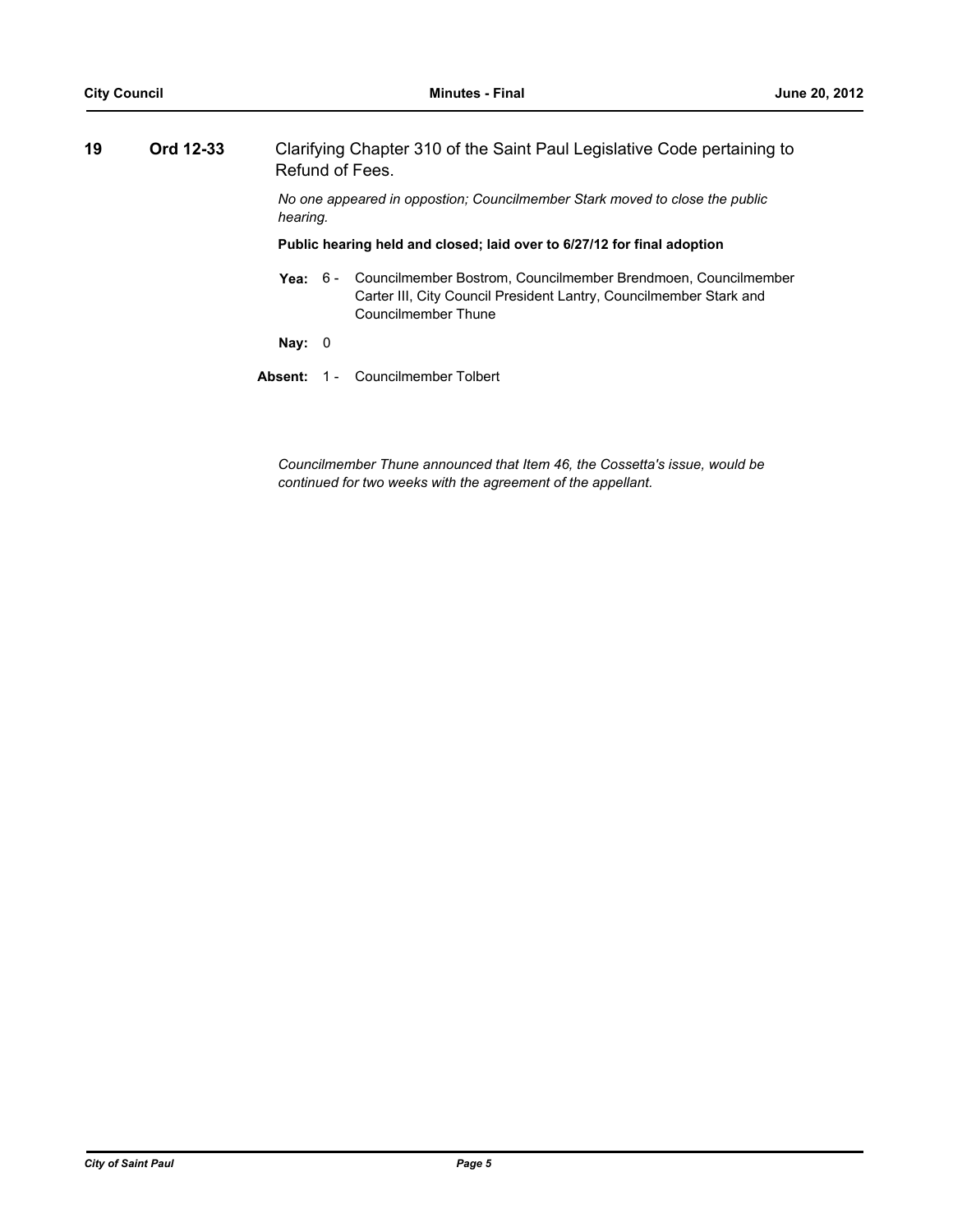**19** **Ord 12-33** Clarifying Chapter 310 of the Saint Paul Legislative Code pertaining to Refund of Fees.

*No one appeared in oppostion; Councilmember Stark moved to close the public hearing.*

**Public hearing held and closed; laid over to 6/27/12 for final adoption**

**Yea:** 6 - Councilmember Bostrom, Councilmember Brendmoen, Councilmember Carter III, City Council President Lantry, Councilmember Stark and Councilmember Thune

**Nay:** 0

**Absent:** 1 - Councilmember Tolbert

*Councilmember Thune announced that Item 46, the Cossetta's issue, would be continued for two weeks with the agreement of the appellant.*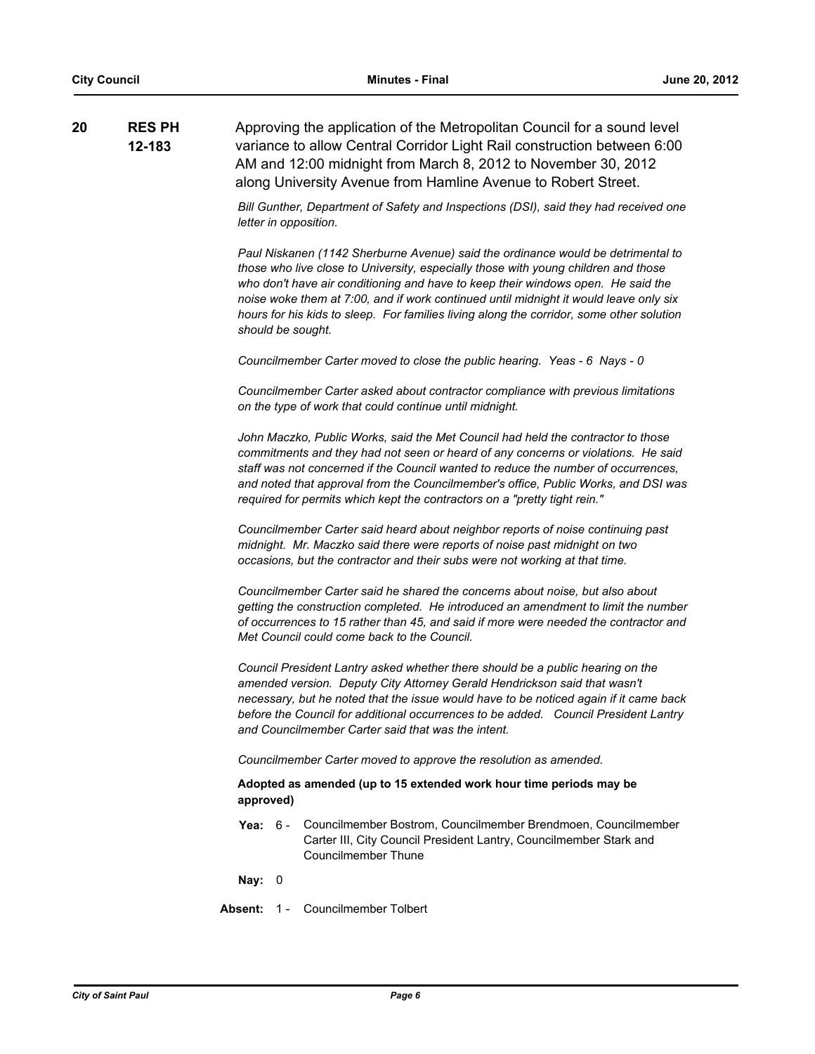**20** **RES PH 12-183**

Approving the application of the Metropolitan Council for a sound level variance to allow Central Corridor Light Rail construction between 6:00 AM and 12:00 midnight from March 8, 2012 to November 30, 2012 along University Avenue from Hamline Avenue to Robert Street.

*Bill Gunther, Department of Safety and Inspections (DSI), said they had received one letter in opposition.*

*Paul Niskanen (1142 Sherburne Avenue) said the ordinance would be detrimental to those who live close to University, especially those with young children and those who don't have air conditioning and have to keep their windows open. He said the noise woke them at 7:00, and if work continued until midnight it would leave only six hours for his kids to sleep. For families living along the corridor, some other solution should be sought.*

*Councilmember Carter moved to close the public hearing. Yeas - 6 Nays - 0*

*Councilmember Carter asked about contractor compliance with previous limitations on the type of work that could continue until midnight.*

*John Maczko, Public Works, said the Met Council had held the contractor to those commitments and they had not seen or heard of any concerns or violations. He said staff was not concerned if the Council wanted to reduce the number of occurrences, and noted that approval from the Councilmember's office, Public Works, and DSI was required for permits which kept the contractors on a "pretty tight rein."*

*Councilmember Carter said heard about neighbor reports of noise continuing past midnight. Mr. Maczko said there were reports of noise past midnight on two occasions, but the contractor and their subs were not working at that time.*

*Councilmember Carter said he shared the concerns about noise, but also about getting the construction completed. He introduced an amendment to limit the number of occurrences to 15 rather than 45, and said if more were needed the contractor and Met Council could come back to the Council.*

*Council President Lantry asked whether there should be a public hearing on the amended version. Deputy City Attorney Gerald Hendrickson said that wasn't necessary, but he noted that the issue would have to be noticed again if it came back before the Council for additional occurrences to be added. Council President Lantry and Councilmember Carter said that was the intent.*

*Councilmember Carter moved to approve the resolution as amended.*

**Adopted as amended (up to 15 extended work hour time periods may be approved)**

**Yea:** 6 - Councilmember Bostrom, Councilmember Brendmoen, Councilmember Carter III, City Council President Lantry, Councilmember Stark and Councilmember Thune

**Nay:** 0

**Absent:** 1 - Councilmember Tolbert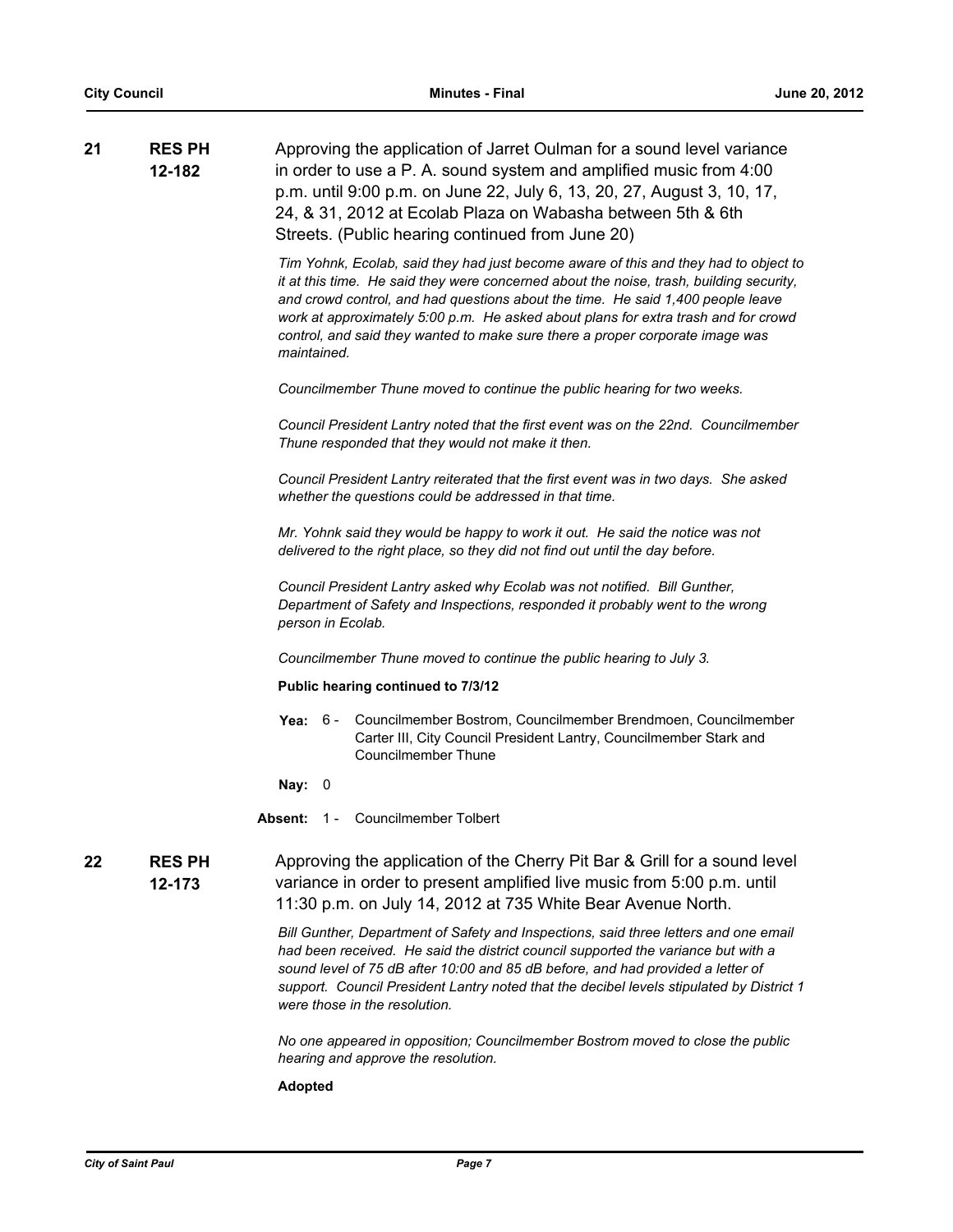**21** **RES PH 12-182**

Approving the application of Jarret Oulman for a sound level variance in order to use a P. A. sound system and amplified music from 4:00 p.m. until 9:00 p.m. on June 22, July 6, 13, 20, 27, August 3, 10, 17, 24, & 31, 2012 at Ecolab Plaza on Wabasha between 5th & 6th Streets. (Public hearing continued from June 20)

*Tim Yohnk, Ecolab, said they had just become aware of this and they had to object to it at this time. He said they were concerned about the noise, trash, building security, and crowd control, and had questions about the time. He said 1,400 people leave work at approximately 5:00 p.m. He asked about plans for extra trash and for crowd control, and said they wanted to make sure there a proper corporate image was maintained.*

*Councilmember Thune moved to continue the public hearing for two weeks.*

*Council President Lantry noted that the first event was on the 22nd. Councilmember Thune responded that they would not make it then.*

*Council President Lantry reiterated that the first event was in two days. She asked whether the questions could be addressed in that time.*

*Mr. Yohnk said they would be happy to work it out. He said the notice was not delivered to the right place, so they did not find out until the day before.*

*Council President Lantry asked why Ecolab was not notified. Bill Gunther, Department of Safety and Inspections, responded it probably went to the wrong person in Ecolab.*

*Councilmember Thune moved to continue the public hearing to July 3.*

**Public hearing continued to 7/3/12**

**Yea:** 6 - Councilmember Bostrom, Councilmember Brendmoen, Councilmember Carter III, City Council President Lantry, Councilmember Stark and Councilmember Thune

**Nay:** 0

**Absent:** 1 - Councilmember Tolbert

**22** **RES PH 12-173**

Approving the application of the Cherry Pit Bar & Grill for a sound level variance in order to present amplified live music from 5:00 p.m. until 11:30 p.m. on July 14, 2012 at 735 White Bear Avenue North.

*Bill Gunther, Department of Safety and Inspections, said three letters and one email had been received. He said the district council supported the variance but with a sound level of 75 dB after 10:00 and 85 dB before, and had provided a letter of support. Council President Lantry noted that the decibel levels stipulated by District 1 were those in the resolution.*

*No one appeared in opposition; Councilmember Bostrom moved to close the public hearing and approve the resolution.*

**Adopted**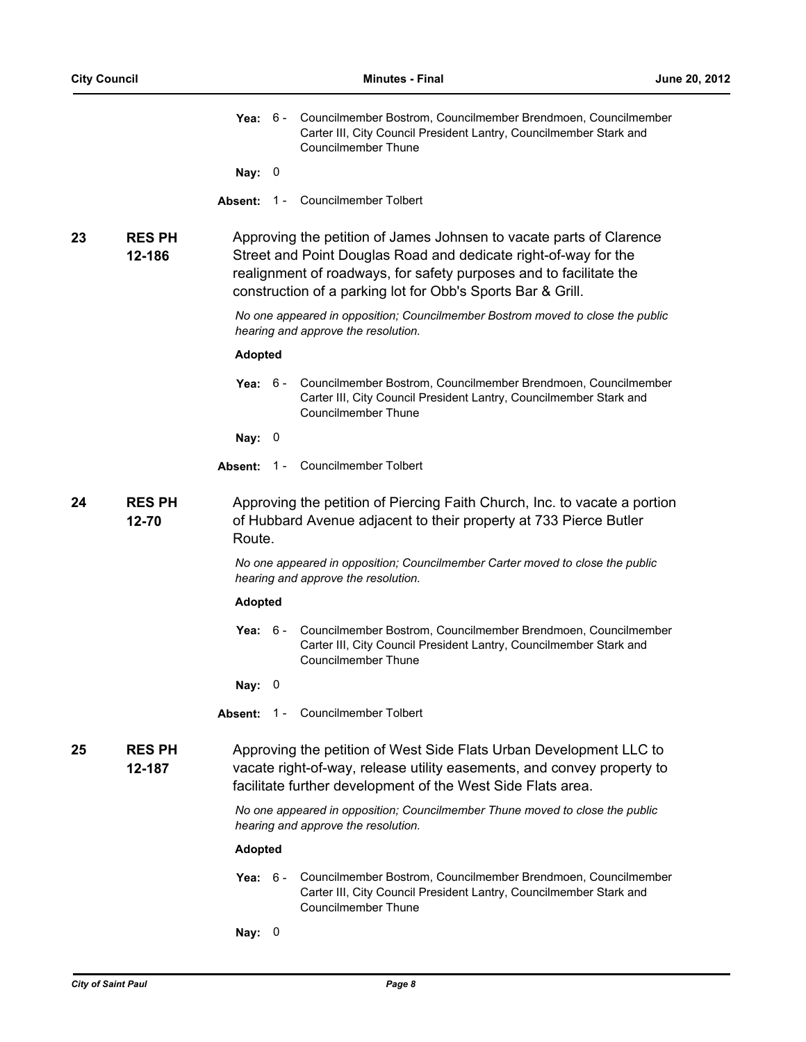**Yea:** 6 - Councilmember Bostrom, Councilmember Brendmoen, Councilmember Carter III, City Council President Lantry, Councilmember Stark and Councilmember Thune

**Nay:** 0

**Absent:** 1 - Councilmember Tolbert

**23 RES PH 12-186**

Approving the petition of James Johnsen to vacate parts of Clarence Street and Point Douglas Road and dedicate right-of-way for the realignment of roadways, for safety purposes and to facilitate the construction of a parking lot for Obb's Sports Bar & Grill.

*No one appeared in opposition; Councilmember Bostrom moved to close the public hearing and approve the resolution.*

**Adopted**

**Yea:** 6 - Councilmember Bostrom, Councilmember Brendmoen, Councilmember Carter III, City Council President Lantry, Councilmember Stark and Councilmember Thune

**Nay:** 0

**Absent:** 1 - Councilmember Tolbert

**24 RES PH 12-70**

Approving the petition of Piercing Faith Church, Inc. to vacate a portion of Hubbard Avenue adjacent to their property at 733 Pierce Butler Route.

*No one appeared in opposition; Councilmember Carter moved to close the public hearing and approve the resolution.*

**Adopted**

**Yea:** 6 - Councilmember Bostrom, Councilmember Brendmoen, Councilmember Carter III, City Council President Lantry, Councilmember Stark and Councilmember Thune

**Nay:** 0

**Absent:** 1 - Councilmember Tolbert

**25 RES PH 12-187**

Approving the petition of West Side Flats Urban Development LLC to vacate right-of-way, release utility easements, and convey property to facilitate further development of the West Side Flats area.

*No one appeared in opposition; Councilmember Thune moved to close the public hearing and approve the resolution.*

**Adopted**

**Yea:** 6 - Councilmember Bostrom, Councilmember Brendmoen, Councilmember Carter III, City Council President Lantry, Councilmember Stark and Councilmember Thune

**Nay:** 0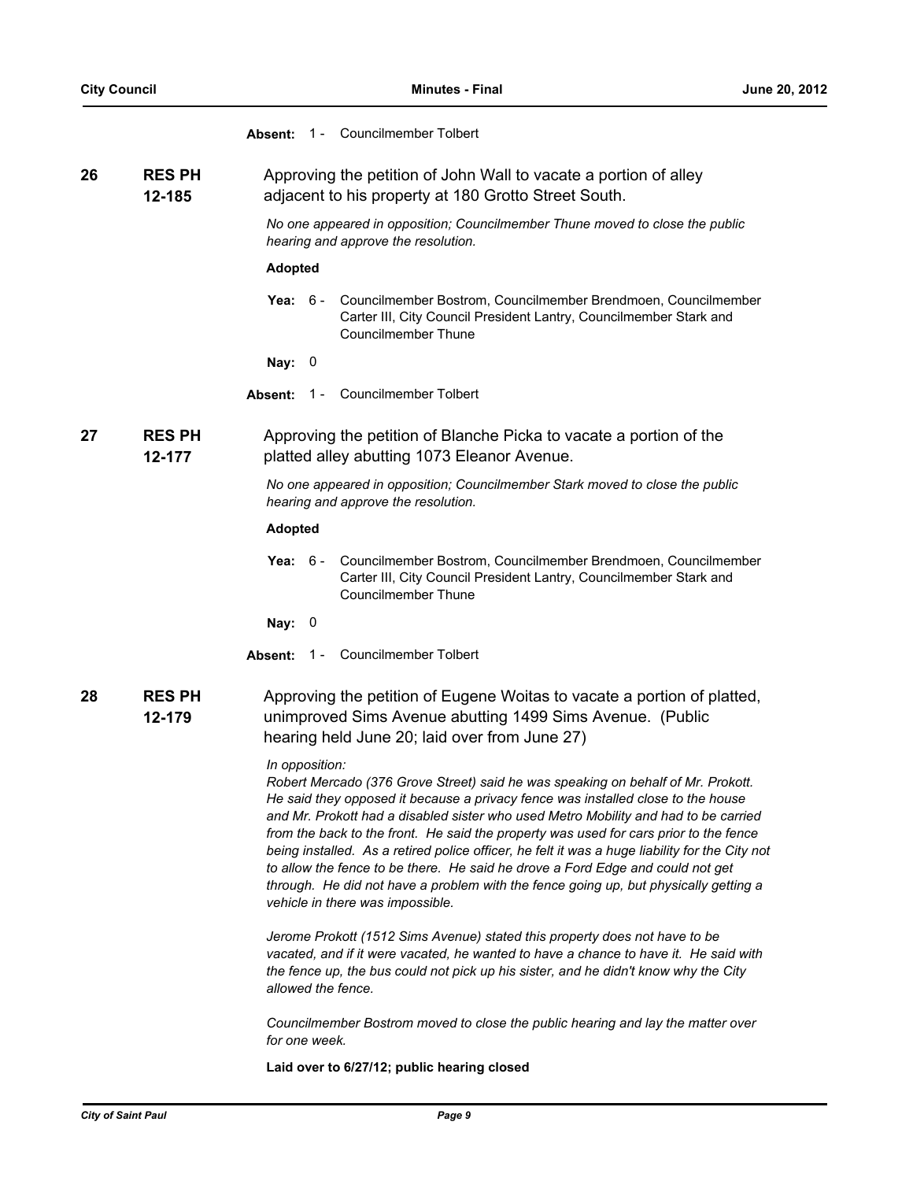**Absent:** 1 - Councilmember Tolbert

**26** **RES PH 12-185**

Approving the petition of John Wall to vacate a portion of alley adjacent to his property at 180 Grotto Street South.

*No one appeared in opposition; Councilmember Thune moved to close the public hearing and approve the resolution.*

**Adopted**

**Yea:** 6 - Councilmember Bostrom, Councilmember Brendmoen, Councilmember Carter III, City Council President Lantry, Councilmember Stark and Councilmember Thune

**Nay:** 0

**Absent:** 1 - Councilmember Tolbert

**27** **RES PH 12-177**

Approving the petition of Blanche Picka to vacate a portion of the platted alley abutting 1073 Eleanor Avenue.

*No one appeared in opposition; Councilmember Stark moved to close the public hearing and approve the resolution.*

**Adopted**

**Yea:** 6 - Councilmember Bostrom, Councilmember Brendmoen, Councilmember Carter III, City Council President Lantry, Councilmember Stark and Councilmember Thune

**Nay:** 0

**Absent:** 1 - Councilmember Tolbert

**28** **RES PH 12-179**

Approving the petition of Eugene Woitas to vacate a portion of platted, unimproved Sims Avenue abutting 1499 Sims Avenue. (Public hearing held June 20; laid over from June 27)

*In opposition:*
*Robert Mercado (376 Grove Street) said he was speaking on behalf of Mr. Prokott. He said they opposed it because a privacy fence was installed close to the house and Mr. Prokott had a disabled sister who used Metro Mobility and had to be carried from the back to the front. He said the property was used for cars prior to the fence being installed. As a retired police officer, he felt it was a huge liability for the City not to allow the fence to be there. He said he drove a Ford Edge and could not get through. He did not have a problem with the fence going up, but physically getting a vehicle in there was impossible.*

*Jerome Prokott (1512 Sims Avenue) stated this property does not have to be vacated, and if it were vacated, he wanted to have a chance to have it. He said with the fence up, the bus could not pick up his sister, and he didn't know why the City allowed the fence.*

*Councilmember Bostrom moved to close the public hearing and lay the matter over for one week.*

**Laid over to 6/27/12; public hearing closed**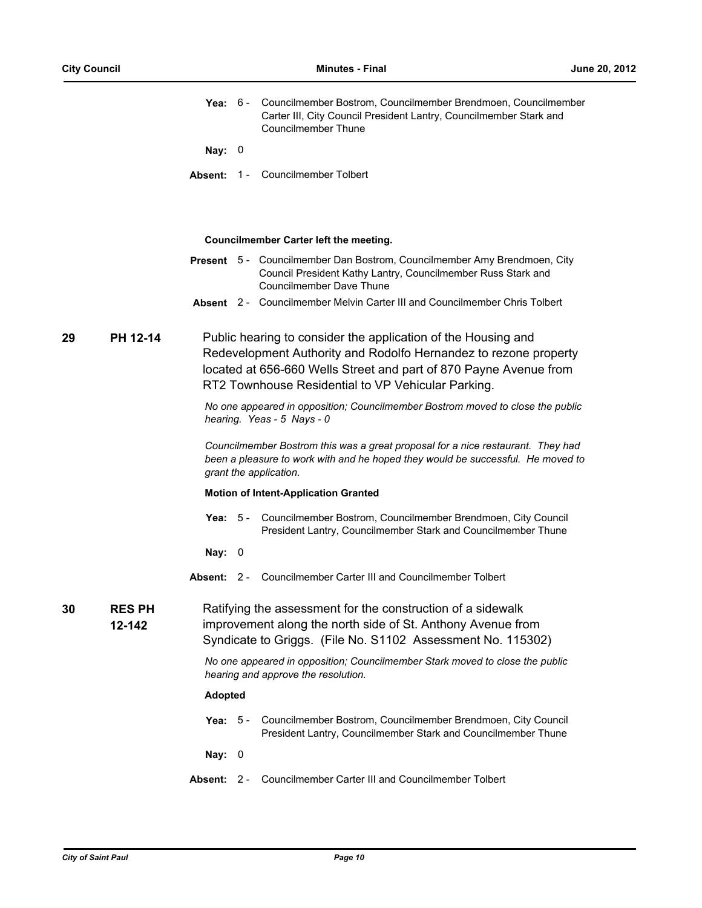**Yea:** 6 - Councilmember Bostrom, Councilmember Brendmoen, Councilmember Carter III, City Council President Lantry, Councilmember Stark and Councilmember Thune

**Nay:** 0

**Absent:** 1 - Councilmember Tolbert

**Councilmember Carter left the meeting.**

**Present** 5 - Councilmember Dan Bostrom, Councilmember Amy Brendmoen, City Council President Kathy Lantry, Councilmember Russ Stark and Councilmember Dave Thune

**Absent** 2 - Councilmember Melvin Carter III and Councilmember Chris Tolbert

**29 PH 12-14**

Public hearing to consider the application of the Housing and Redevelopment Authority and Rodolfo Hernandez to rezone property located at 656-660 Wells Street and part of 870 Payne Avenue from RT2 Townhouse Residential to VP Vehicular Parking.

*No one appeared in opposition; Councilmember Bostrom moved to close the public hearing. Yeas - 5 Nays - 0*

*Councilmember Bostrom this was a great proposal for a nice restaurant. They had been a pleasure to work with and he hoped they would be successful. He moved to grant the application.*

**Motion of Intent-Application Granted**

**Yea:** 5 - Councilmember Bostrom, Councilmember Brendmoen, City Council President Lantry, Councilmember Stark and Councilmember Thune

**Nay:** 0

**Absent:** 2 - Councilmember Carter III and Councilmember Tolbert

**30 RES PH 12-142**

Ratifying the assessment for the construction of a sidewalk improvement along the north side of St. Anthony Avenue from Syndicate to Griggs. (File No. S1102 Assessment No. 115302)

*No one appeared in opposition; Councilmember Stark moved to close the public hearing and approve the resolution.*

**Adopted**

**Yea:** 5 - Councilmember Bostrom, Councilmember Brendmoen, City Council President Lantry, Councilmember Stark and Councilmember Thune

**Nay:** 0

**Absent:** 2 - Councilmember Carter III and Councilmember Tolbert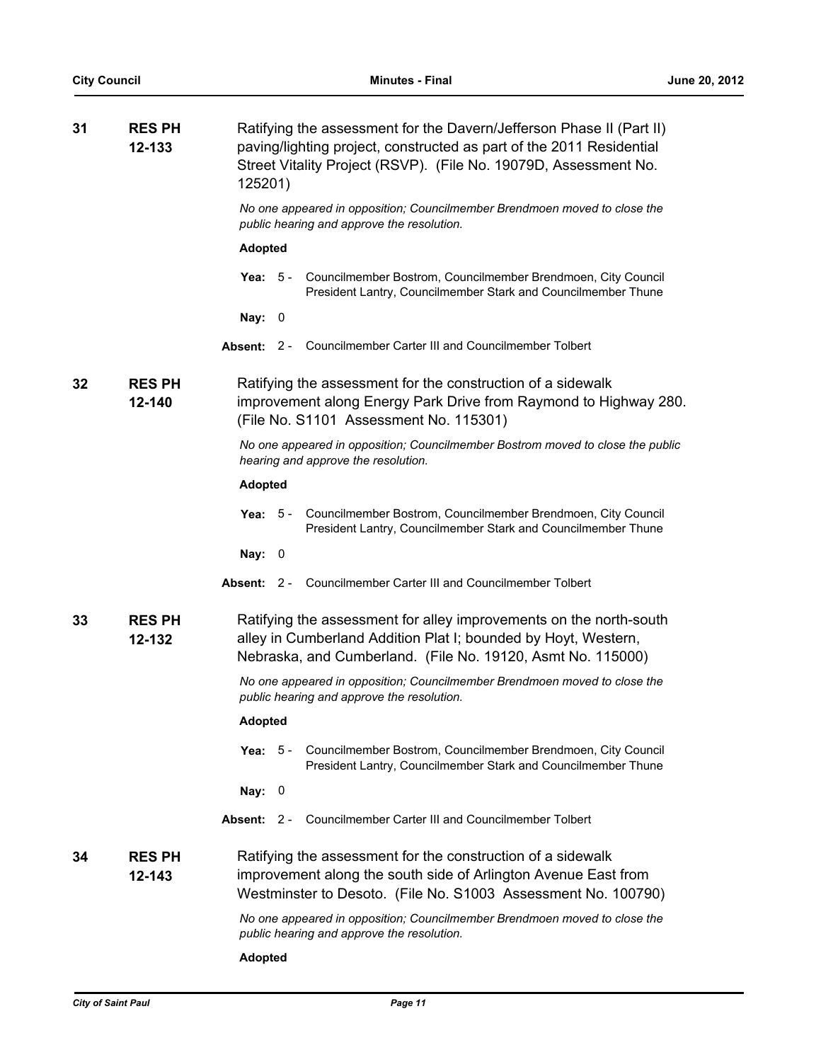**31** **RES PH 12-133**

Ratifying the assessment for the Davern/Jefferson Phase II (Part II) paving/lighting project, constructed as part of the 2011 Residential Street Vitality Project (RSVP). (File No. 19079D, Assessment No. 125201)

*No one appeared in opposition; Councilmember Brendmoen moved to close the public hearing and approve the resolution.*

**Adopted**

**Yea:** 5 - Councilmember Bostrom, Councilmember Brendmoen, City Council President Lantry, Councilmember Stark and Councilmember Thune

**Nay:** 0

**Absent:** 2 - Councilmember Carter III and Councilmember Tolbert

**32** **RES PH 12-140**

Ratifying the assessment for the construction of a sidewalk improvement along Energy Park Drive from Raymond to Highway 280. (File No. S1101 Assessment No. 115301)

*No one appeared in opposition; Councilmember Bostrom moved to close the public hearing and approve the resolution.*

**Adopted**

**Yea:** 5 - Councilmember Bostrom, Councilmember Brendmoen, City Council President Lantry, Councilmember Stark and Councilmember Thune

**Nay:** 0

**Absent:** 2 - Councilmember Carter III and Councilmember Tolbert

**33** **RES PH 12-132**

Ratifying the assessment for alley improvements on the north-south alley in Cumberland Addition Plat I; bounded by Hoyt, Western, Nebraska, and Cumberland. (File No. 19120, Asmt No. 115000)

*No one appeared in opposition; Councilmember Brendmoen moved to close the public hearing and approve the resolution.*

**Adopted**

**Yea:** 5 - Councilmember Bostrom, Councilmember Brendmoen, City Council President Lantry, Councilmember Stark and Councilmember Thune

**Nay:** 0

**Absent:** 2 - Councilmember Carter III and Councilmember Tolbert

**34** **RES PH 12-143**

Ratifying the assessment for the construction of a sidewalk improvement along the south side of Arlington Avenue East from Westminster to Desoto. (File No. S1003 Assessment No. 100790)

*No one appeared in opposition; Councilmember Brendmoen moved to close the public hearing and approve the resolution.*

**Adopted**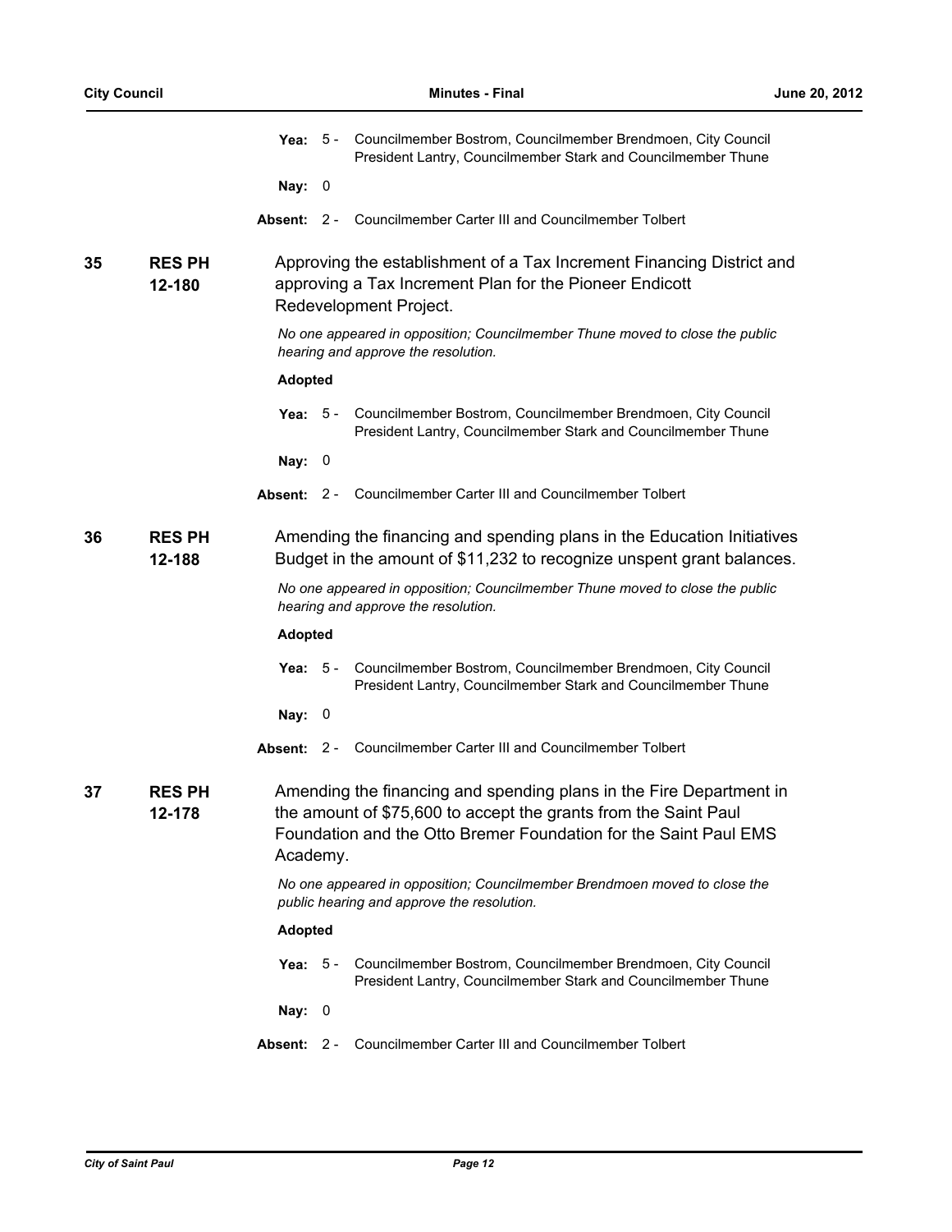**Yea:** 5 - Councilmember Bostrom, Councilmember Brendmoen, City Council President Lantry, Councilmember Stark and Councilmember Thune

**Nay:** 0

**Absent:** 2 - Councilmember Carter III and Councilmember Tolbert

**35 RES PH 12-180**

Approving the establishment of a Tax Increment Financing District and approving a Tax Increment Plan for the Pioneer Endicott Redevelopment Project.

*No one appeared in opposition; Councilmember Thune moved to close the public hearing and approve the resolution.*

**Adopted**

**Yea:** 5 - Councilmember Bostrom, Councilmember Brendmoen, City Council President Lantry, Councilmember Stark and Councilmember Thune

**Nay:** 0

**Absent:** 2 - Councilmember Carter III and Councilmember Tolbert

**36 RES PH 12-188**

Amending the financing and spending plans in the Education Initiatives Budget in the amount of $11,232 to recognize unspent grant balances.

*No one appeared in opposition; Councilmember Thune moved to close the public hearing and approve the resolution.*

**Adopted**

**Yea:** 5 - Councilmember Bostrom, Councilmember Brendmoen, City Council President Lantry, Councilmember Stark and Councilmember Thune

**Nay:** 0

**Absent:** 2 - Councilmember Carter III and Councilmember Tolbert

**37 RES PH 12-178**

Amending the financing and spending plans in the Fire Department in the amount of $75,600 to accept the grants from the Saint Paul Foundation and the Otto Bremer Foundation for the Saint Paul EMS Academy.

*No one appeared in opposition; Councilmember Brendmoen moved to close the public hearing and approve the resolution.*

**Adopted**

**Yea:** 5 - Councilmember Bostrom, Councilmember Brendmoen, City Council President Lantry, Councilmember Stark and Councilmember Thune

**Nay:** 0

**Absent:** 2 - Councilmember Carter III and Councilmember Tolbert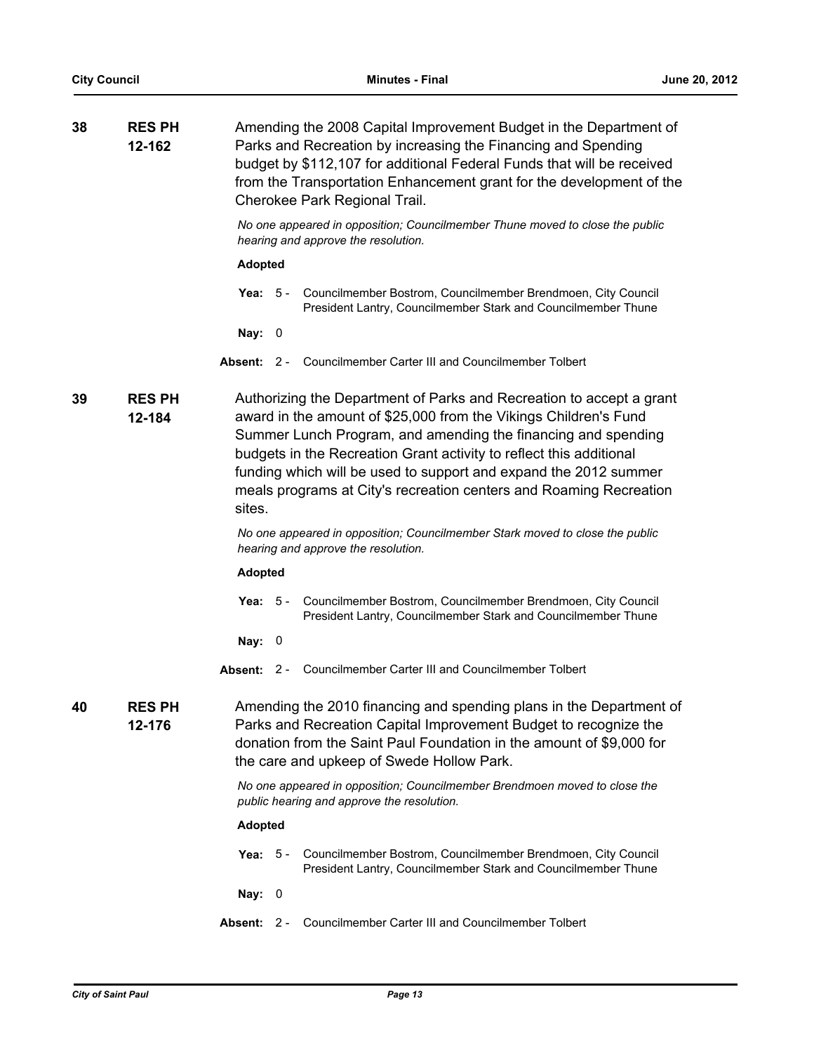**38** **RES PH 12-162**

Amending the 2008 Capital Improvement Budget in the Department of Parks and Recreation by increasing the Financing and Spending budget by $112,107 for additional Federal Funds that will be received from the Transportation Enhancement grant for the development of the Cherokee Park Regional Trail.

*No one appeared in opposition; Councilmember Thune moved to close the public hearing and approve the resolution.*

**Adopted**

**Yea:** 5 - Councilmember Bostrom, Councilmember Brendmoen, City Council President Lantry, Councilmember Stark and Councilmember Thune

**Nay:** 0

**Absent:** 2 - Councilmember Carter III and Councilmember Tolbert

**39** **RES PH 12-184**

Authorizing the Department of Parks and Recreation to accept a grant award in the amount of $25,000 from the Vikings Children's Fund Summer Lunch Program, and amending the financing and spending budgets in the Recreation Grant activity to reflect this additional funding which will be used to support and expand the 2012 summer meals programs at City's recreation centers and Roaming Recreation sites.

*No one appeared in opposition; Councilmember Stark moved to close the public hearing and approve the resolution.*

**Adopted**

**Yea:** 5 - Councilmember Bostrom, Councilmember Brendmoen, City Council President Lantry, Councilmember Stark and Councilmember Thune

**Nay:** 0

**Absent:** 2 - Councilmember Carter III and Councilmember Tolbert

**40** **RES PH 12-176**

Amending the 2010 financing and spending plans in the Department of Parks and Recreation Capital Improvement Budget to recognize the donation from the Saint Paul Foundation in the amount of $9,000 for the care and upkeep of Swede Hollow Park.

*No one appeared in opposition; Councilmember Brendmoen moved to close the public hearing and approve the resolution.*

**Adopted**

**Yea:** 5 - Councilmember Bostrom, Councilmember Brendmoen, City Council President Lantry, Councilmember Stark and Councilmember Thune

**Nay:** 0

**Absent:** 2 - Councilmember Carter III and Councilmember Tolbert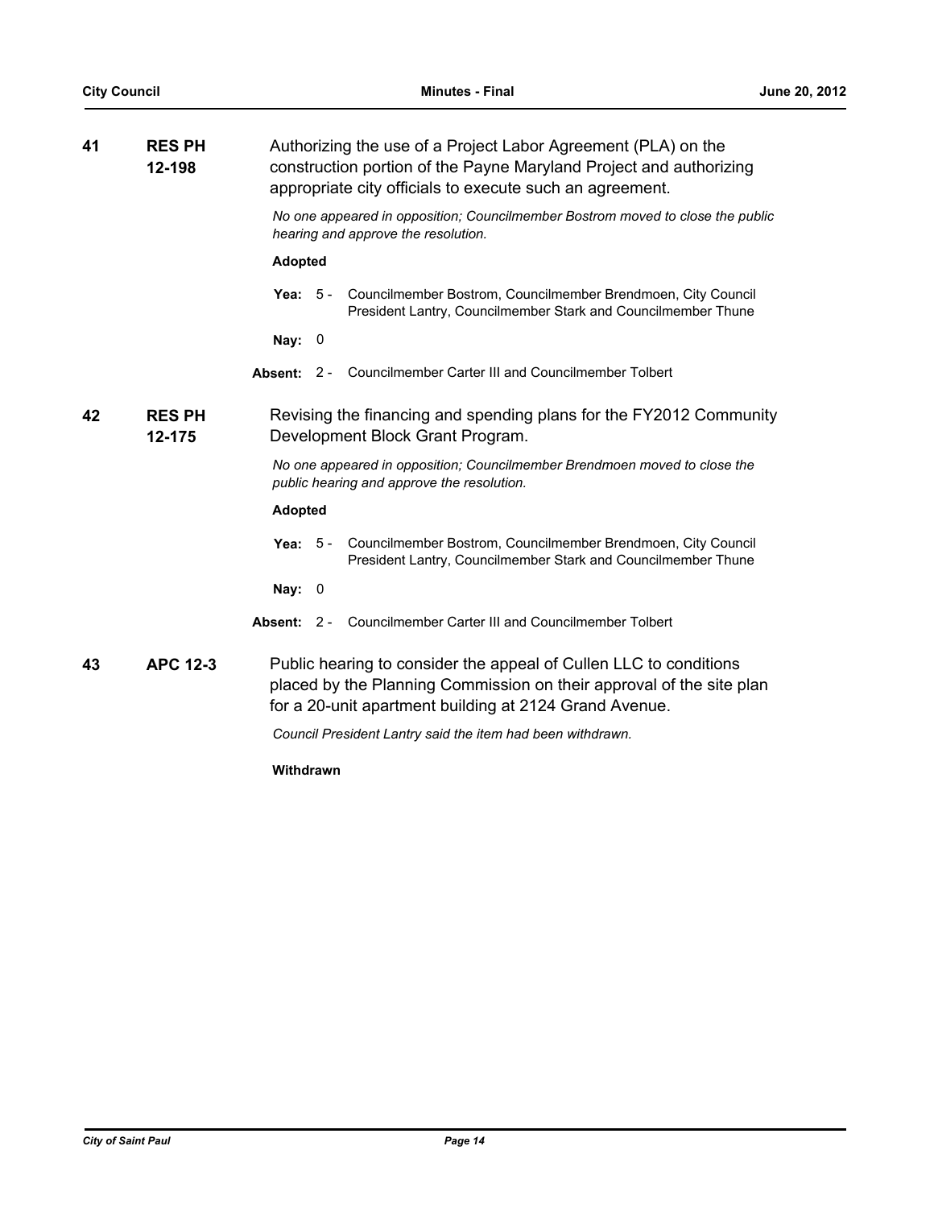**41** **RES PH 12-198**

Authorizing the use of a Project Labor Agreement (PLA) on the construction portion of the Payne Maryland Project and authorizing appropriate city officials to execute such an agreement.

*No one appeared in opposition; Councilmember Bostrom moved to close the public hearing and approve the resolution.*

**Adopted**

**Yea:** 5 - Councilmember Bostrom, Councilmember Brendmoen, City Council President Lantry, Councilmember Stark and Councilmember Thune

**Nay:** 0

**Absent:** 2 - Councilmember Carter III and Councilmember Tolbert

**42** **RES PH 12-175**

Revising the financing and spending plans for the FY2012 Community Development Block Grant Program.

*No one appeared in opposition; Councilmember Brendmoen moved to close the public hearing and approve the resolution.*

**Adopted**

**Yea:** 5 - Councilmember Bostrom, Councilmember Brendmoen, City Council President Lantry, Councilmember Stark and Councilmember Thune

**Nay:** 0

**Absent:** 2 - Councilmember Carter III and Councilmember Tolbert

**43** **APC 12-3**

Public hearing to consider the appeal of Cullen LLC to conditions placed by the Planning Commission on their approval of the site plan for a 20-unit apartment building at 2124 Grand Avenue.

*Council President Lantry said the item had been withdrawn.*

**Withdrawn**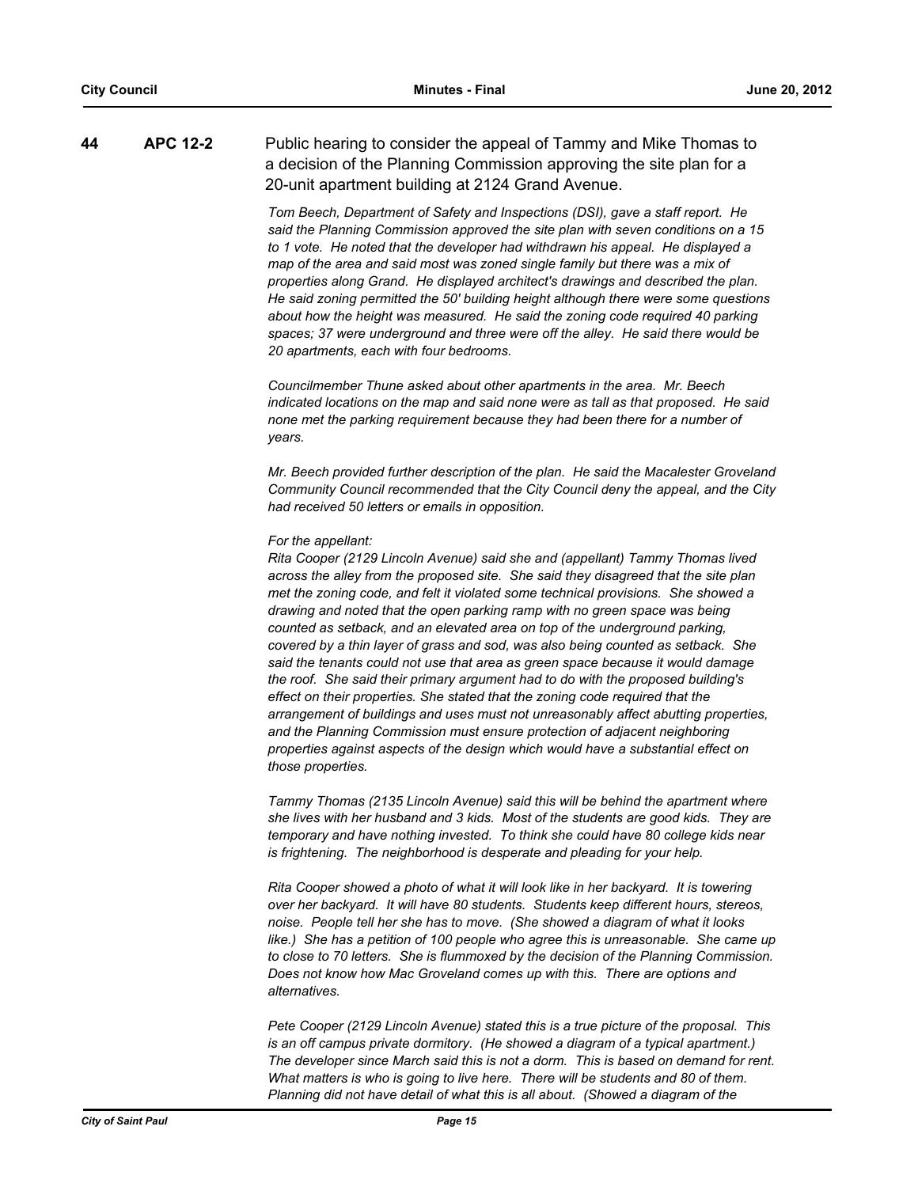**44** **APC 12-2** Public hearing to consider the appeal of Tammy and Mike Thomas to a decision of the Planning Commission approving the site plan for a 20-unit apartment building at 2124 Grand Avenue.

*Tom Beech, Department of Safety and Inspections (DSI), gave a staff report. He said the Planning Commission approved the site plan with seven conditions on a 15 to 1 vote. He noted that the developer had withdrawn his appeal. He displayed a map of the area and said most was zoned single family but there was a mix of properties along Grand. He displayed architect's drawings and described the plan. He said zoning permitted the 50' building height although there were some questions about how the height was measured. He said the zoning code required 40 parking spaces; 37 were underground and three were off the alley. He said there would be 20 apartments, each with four bedrooms.*

*Councilmember Thune asked about other apartments in the area. Mr. Beech indicated locations on the map and said none were as tall as that proposed. He said none met the parking requirement because they had been there for a number of years.*

*Mr. Beech provided further description of the plan. He said the Macalester Groveland Community Council recommended that the City Council deny the appeal, and the City had received 50 letters or emails in opposition.*

*For the appellant:*
*Rita Cooper (2129 Lincoln Avenue) said she and (appellant) Tammy Thomas lived across the alley from the proposed site. She said they disagreed that the site plan met the zoning code, and felt it violated some technical provisions. She showed a drawing and noted that the open parking ramp with no green space was being counted as setback, and an elevated area on top of the underground parking, covered by a thin layer of grass and sod, was also being counted as setback. She said the tenants could not use that area as green space because it would damage the roof. She said their primary argument had to do with the proposed building's effect on their properties. She stated that the zoning code required that the arrangement of buildings and uses must not unreasonably affect abutting properties, and the Planning Commission must ensure protection of adjacent neighboring properties against aspects of the design which would have a substantial effect on those properties.*

*Tammy Thomas (2135 Lincoln Avenue) said this will be behind the apartment where she lives with her husband and 3 kids. Most of the students are good kids. They are temporary and have nothing invested. To think she could have 80 college kids near is frightening. The neighborhood is desperate and pleading for your help.*

*Rita Cooper showed a photo of what it will look like in her backyard. It is towering over her backyard. It will have 80 students. Students keep different hours, stereos, noise. People tell her she has to move. (She showed a diagram of what it looks like.) She has a petition of 100 people who agree this is unreasonable. She came up to close to 70 letters. She is flummoxed by the decision of the Planning Commission. Does not know how Mac Groveland comes up with this. There are options and alternatives.*

*Pete Cooper (2129 Lincoln Avenue) stated this is a true picture of the proposal. This is an off campus private dormitory. (He showed a diagram of a typical apartment.) The developer since March said this is not a dorm. This is based on demand for rent. What matters is who is going to live here. There will be students and 80 of them. Planning did not have detail of what this is all about. (Showed a diagram of the*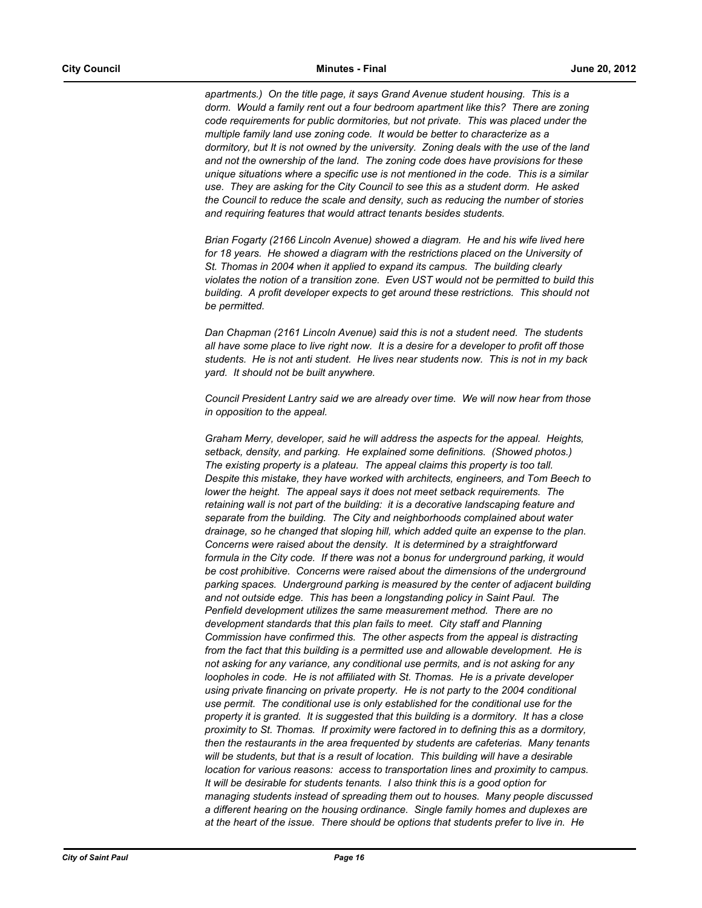*apartments.) On the title page, it says Grand Avenue student housing. This is a dorm. Would a family rent out a four bedroom apartment like this? There are zoning code requirements for public dormitories, but not private. This was placed under the multiple family land use zoning code. It would be better to characterize as a dormitory, but It is not owned by the university. Zoning deals with the use of the land and not the ownership of the land. The zoning code does have provisions for these unique situations where a specific use is not mentioned in the code. This is a similar use. They are asking for the City Council to see this as a student dorm. He asked the Council to reduce the scale and density, such as reducing the number of stories and requiring features that would attract tenants besides students.*

*Brian Fogarty (2166 Lincoln Avenue) showed a diagram. He and his wife lived here for 18 years. He showed a diagram with the restrictions placed on the University of St. Thomas in 2004 when it applied to expand its campus. The building clearly violates the notion of a transition zone. Even UST would not be permitted to build this building. A profit developer expects to get around these restrictions. This should not be permitted.*

*Dan Chapman (2161 Lincoln Avenue) said this is not a student need. The students all have some place to live right now. It is a desire for a developer to profit off those students. He is not anti student. He lives near students now. This is not in my back yard. It should not be built anywhere.*

*Council President Lantry said we are already over time. We will now hear from those in opposition to the appeal.*

*Graham Merry, developer, said he will address the aspects for the appeal. Heights, setback, density, and parking. He explained some definitions. (Showed photos.) The existing property is a plateau. The appeal claims this property is too tall. Despite this mistake, they have worked with architects, engineers, and Tom Beech to lower the height. The appeal says it does not meet setback requirements. The retaining wall is not part of the building: it is a decorative landscaping feature and separate from the building. The City and neighborhoods complained about water drainage, so he changed that sloping hill, which added quite an expense to the plan. Concerns were raised about the density. It is determined by a straightforward formula in the City code. If there was not a bonus for underground parking, it would be cost prohibitive. Concerns were raised about the dimensions of the underground parking spaces. Underground parking is measured by the center of adjacent building and not outside edge. This has been a longstanding policy in Saint Paul. The Penfield development utilizes the same measurement method. There are no development standards that this plan fails to meet. City staff and Planning Commission have confirmed this. The other aspects from the appeal is distracting from the fact that this building is a permitted use and allowable development. He is not asking for any variance, any conditional use permits, and is not asking for any loopholes in code. He is not affiliated with St. Thomas. He is a private developer using private financing on private property. He is not party to the 2004 conditional use permit. The conditional use is only established for the conditional use for the property it is granted. It is suggested that this building is a dormitory. It has a close proximity to St. Thomas. If proximity were factored in to defining this as a dormitory, then the restaurants in the area frequented by students are cafeterias. Many tenants will be students, but that is a result of location. This building will have a desirable location for various reasons: access to transportation lines and proximity to campus. It will be desirable for students tenants. I also think this is a good option for managing students instead of spreading them out to houses. Many people discussed a different hearing on the housing ordinance. Single family homes and duplexes are at the heart of the issue. There should be options that students prefer to live in. He*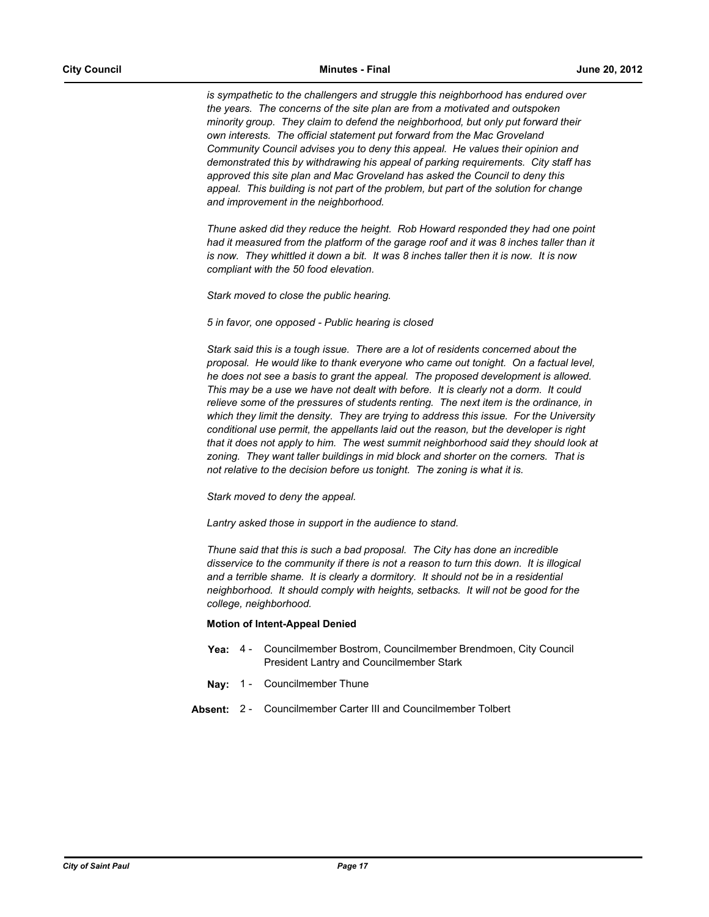*is sympathetic to the challengers and struggle this neighborhood has endured over the years. The concerns of the site plan are from a motivated and outspoken minority group. They claim to defend the neighborhood, but only put forward their own interests. The official statement put forward from the Mac Groveland Community Council advises you to deny this appeal. He values their opinion and demonstrated this by withdrawing his appeal of parking requirements. City staff has approved this site plan and Mac Groveland has asked the Council to deny this appeal. This building is not part of the problem, but part of the solution for change and improvement in the neighborhood.*

*Thune asked did they reduce the height. Rob Howard responded they had one point had it measured from the platform of the garage roof and it was 8 inches taller than it is now. They whittled it down a bit. It was 8 inches taller then it is now. It is now compliant with the 50 food elevation.*

*Stark moved to close the public hearing.*

*5 in favor, one opposed - Public hearing is closed*

*Stark said this is a tough issue. There are a lot of residents concerned about the proposal. He would like to thank everyone who came out tonight. On a factual level, he does not see a basis to grant the appeal. The proposed development is allowed. This may be a use we have not dealt with before. It is clearly not a dorm. It could relieve some of the pressures of students renting. The next item is the ordinance, in which they limit the density. They are trying to address this issue. For the University conditional use permit, the appellants laid out the reason, but the developer is right that it does not apply to him. The west summit neighborhood said they should look at zoning. They want taller buildings in mid block and shorter on the corners. That is not relative to the decision before us tonight. The zoning is what it is.*

*Stark moved to deny the appeal.*

*Lantry asked those in support in the audience to stand.*

*Thune said that this is such a bad proposal. The City has done an incredible disservice to the community if there is not a reason to turn this down. It is illogical and a terrible shame. It is clearly a dormitory. It should not be in a residential neighborhood. It should comply with heights, setbacks. It will not be good for the college, neighborhood.*

**Motion of Intent-Appeal Denied**

**Yea:** 4 - Councilmember Bostrom, Councilmember Brendmoen, City Council President Lantry and Councilmember Stark

**Nay:** 1 - Councilmember Thune

**Absent:** 2 - Councilmember Carter III and Councilmember Tolbert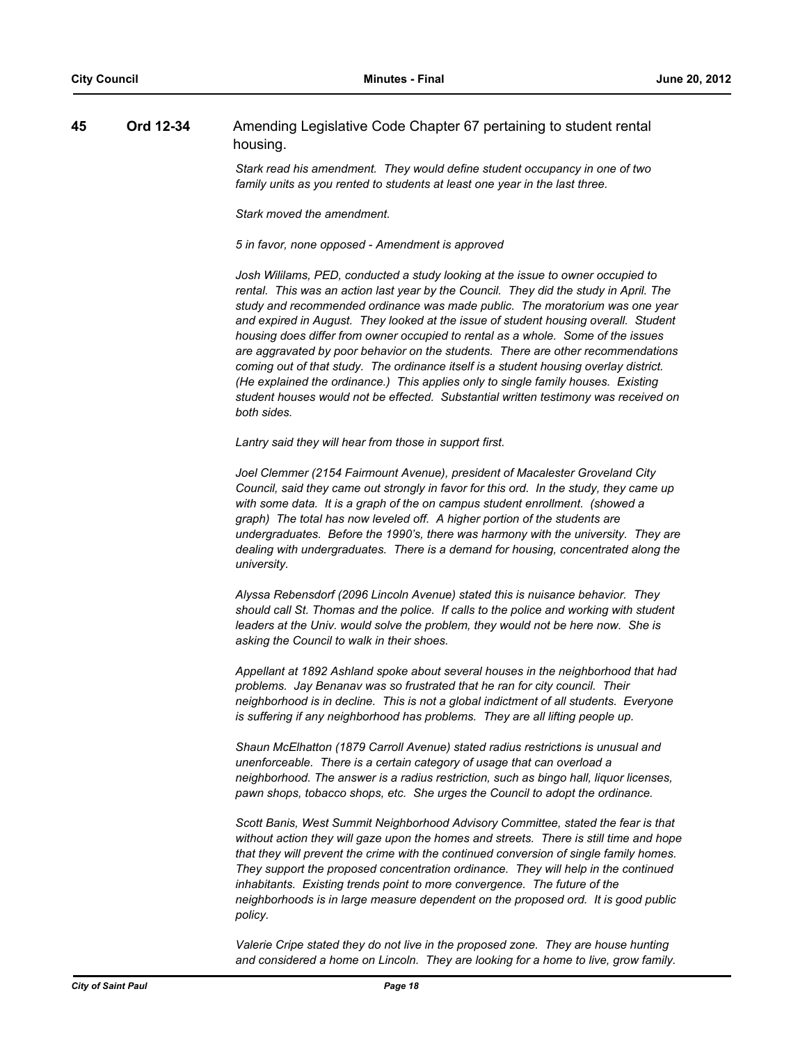**45** **Ord 12-34** Amending Legislative Code Chapter 67 pertaining to student rental housing.

*Stark read his amendment. They would define student occupancy in one of two family units as you rented to students at least one year in the last three.*

*Stark moved the amendment.*

*5 in favor, none opposed - Amendment is approved*

*Josh Wililams, PED, conducted a study looking at the issue to owner occupied to rental. This was an action last year by the Council. They did the study in April. The study and recommended ordinance was made public. The moratorium was one year and expired in August. They looked at the issue of student housing overall. Student housing does differ from owner occupied to rental as a whole. Some of the issues are aggravated by poor behavior on the students. There are other recommendations coming out of that study. The ordinance itself is a student housing overlay district. (He explained the ordinance.) This applies only to single family houses. Existing student houses would not be effected. Substantial written testimony was received on both sides.*

*Lantry said they will hear from those in support first.*

*Joel Clemmer (2154 Fairmount Avenue), president of Macalester Groveland City Council, said they came out strongly in favor for this ord. In the study, they came up with some data. It is a graph of the on campus student enrollment. (showed a graph) The total has now leveled off. A higher portion of the students are undergraduates. Before the 1990's, there was harmony with the university. They are dealing with undergraduates. There is a demand for housing, concentrated along the university.*

*Alyssa Rebensdorf (2096 Lincoln Avenue) stated this is nuisance behavior. They should call St. Thomas and the police. If calls to the police and working with student leaders at the Univ. would solve the problem, they would not be here now. She is asking the Council to walk in their shoes.*

*Appellant at 1892 Ashland spoke about several houses in the neighborhood that had problems. Jay Benanav was so frustrated that he ran for city council. Their neighborhood is in decline. This is not a global indictment of all students. Everyone is suffering if any neighborhood has problems. They are all lifting people up.*

*Shaun McElhatton (1879 Carroll Avenue) stated radius restrictions is unusual and unenforceable. There is a certain category of usage that can overload a neighborhood. The answer is a radius restriction, such as bingo hall, liquor licenses, pawn shops, tobacco shops, etc. She urges the Council to adopt the ordinance.*

*Scott Banis, West Summit Neighborhood Advisory Committee, stated the fear is that without action they will gaze upon the homes and streets. There is still time and hope that they will prevent the crime with the continued conversion of single family homes. They support the proposed concentration ordinance. They will help in the continued inhabitants. Existing trends point to more convergence. The future of the neighborhoods is in large measure dependent on the proposed ord. It is good public policy.*

*Valerie Cripe stated they do not live in the proposed zone. They are house hunting and considered a home on Lincoln. They are looking for a home to live, grow family.*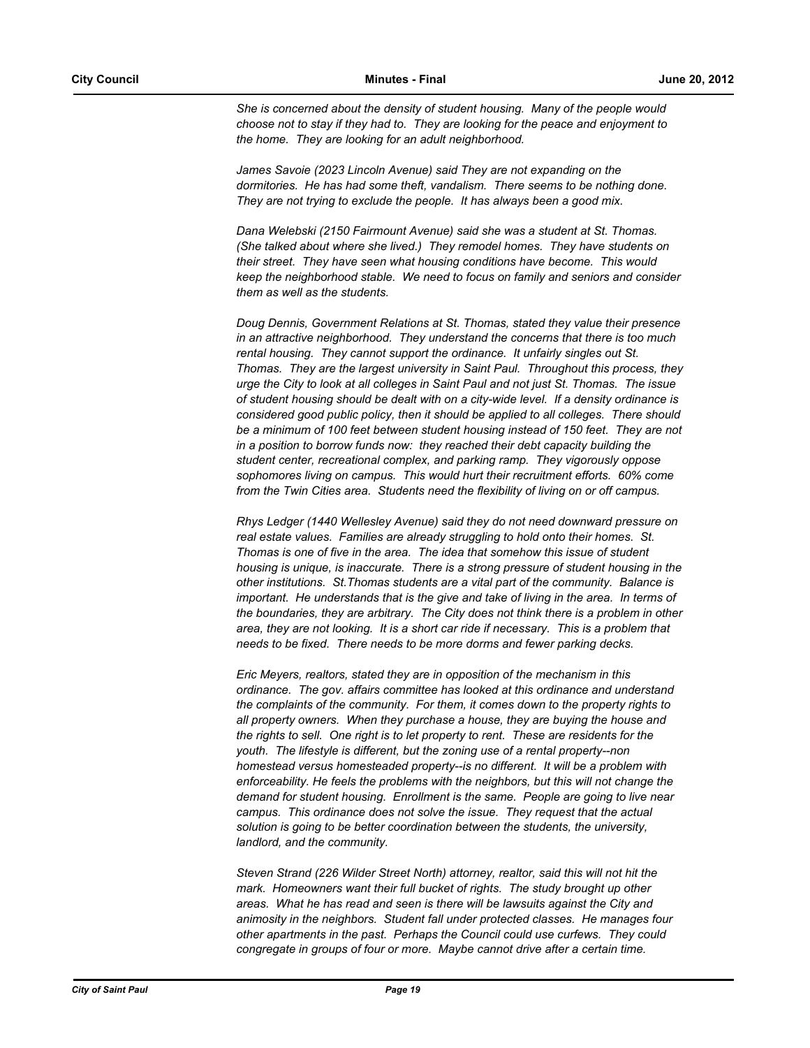*She is concerned about the density of student housing. Many of the people would choose not to stay if they had to. They are looking for the peace and enjoyment to the home. They are looking for an adult neighborhood.*

*James Savoie (2023 Lincoln Avenue) said They are not expanding on the dormitories. He has had some theft, vandalism. There seems to be nothing done. They are not trying to exclude the people. It has always been a good mix.*

*Dana Welebski (2150 Fairmount Avenue) said she was a student at St. Thomas. (She talked about where she lived.) They remodel homes. They have students on their street. They have seen what housing conditions have become. This would keep the neighborhood stable. We need to focus on family and seniors and consider them as well as the students.*

*Doug Dennis, Government Relations at St. Thomas, stated they value their presence in an attractive neighborhood. They understand the concerns that there is too much rental housing. They cannot support the ordinance. It unfairly singles out St. Thomas. They are the largest university in Saint Paul. Throughout this process, they urge the City to look at all colleges in Saint Paul and not just St. Thomas. The issue of student housing should be dealt with on a city-wide level. If a density ordinance is considered good public policy, then it should be applied to all colleges. There should be a minimum of 100 feet between student housing instead of 150 feet. They are not in a position to borrow funds now: they reached their debt capacity building the student center, recreational complex, and parking ramp. They vigorously oppose sophomores living on campus. This would hurt their recruitment efforts. 60% come from the Twin Cities area. Students need the flexibility of living on or off campus.*

*Rhys Ledger (1440 Wellesley Avenue) said they do not need downward pressure on real estate values. Families are already struggling to hold onto their homes. St. Thomas is one of five in the area. The idea that somehow this issue of student housing is unique, is inaccurate. There is a strong pressure of student housing in the other institutions. St.Thomas students are a vital part of the community. Balance is important. He understands that is the give and take of living in the area. In terms of the boundaries, they are arbitrary. The City does not think there is a problem in other area, they are not looking. It is a short car ride if necessary. This is a problem that needs to be fixed. There needs to be more dorms and fewer parking decks.*

*Eric Meyers, realtors, stated they are in opposition of the mechanism in this ordinance. The gov. affairs committee has looked at this ordinance and understand the complaints of the community. For them, it comes down to the property rights to all property owners. When they purchase a house, they are buying the house and the rights to sell. One right is to let property to rent. These are residents for the youth. The lifestyle is different, but the zoning use of a rental property--non homestead versus homesteaded property--is no different. It will be a problem with enforceability. He feels the problems with the neighbors, but this will not change the demand for student housing. Enrollment is the same. People are going to live near campus. This ordinance does not solve the issue. They request that the actual solution is going to be better coordination between the students, the university, landlord, and the community.*

*Steven Strand (226 Wilder Street North) attorney, realtor, said this will not hit the mark. Homeowners want their full bucket of rights. The study brought up other areas. What he has read and seen is there will be lawsuits against the City and animosity in the neighbors. Student fall under protected classes. He manages four other apartments in the past. Perhaps the Council could use curfews. They could congregate in groups of four or more. Maybe cannot drive after a certain time.*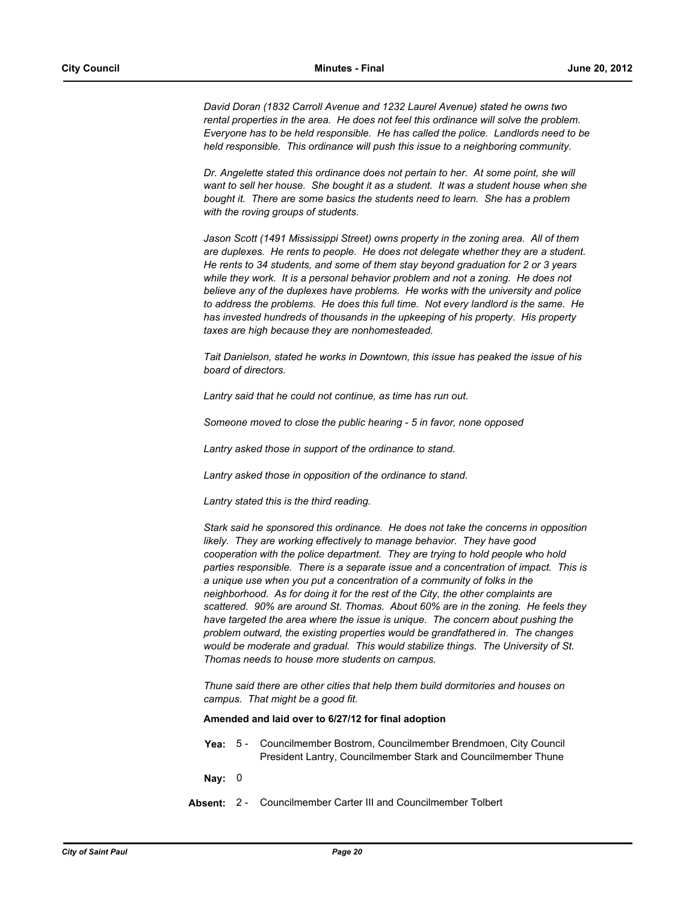*David Doran (1832 Carroll Avenue and 1232 Laurel Avenue) stated he owns two rental properties in the area. He does not feel this ordinance will solve the problem. Everyone has to be held responsible. He has called the police. Landlords need to be held responsible. This ordinance will push this issue to a neighboring community.*

*Dr. Angelette stated this ordinance does not pertain to her. At some point, she will want to sell her house. She bought it as a student. It was a student house when she bought it. There are some basics the students need to learn. She has a problem with the roving groups of students.*

*Jason Scott (1491 Mississippi Street) owns property in the zoning area. All of them are duplexes. He rents to people. He does not delegate whether they are a student. He rents to 34 students, and some of them stay beyond graduation for 2 or 3 years while they work. It is a personal behavior problem and not a zoning. He does not believe any of the duplexes have problems. He works with the university and police to address the problems. He does this full time. Not every landlord is the same. He has invested hundreds of thousands in the upkeeping of his property. His property taxes are high because they are nonhomesteaded.*

*Tait Danielson, stated he works in Downtown, this issue has peaked the issue of his board of directors.*

*Lantry said that he could not continue, as time has run out.*

*Someone moved to close the public hearing - 5 in favor, none opposed*

*Lantry asked those in support of the ordinance to stand.*

*Lantry asked those in opposition of the ordinance to stand.*

*Lantry stated this is the third reading.*

*Stark said he sponsored this ordinance. He does not take the concerns in opposition likely. They are working effectively to manage behavior. They have good cooperation with the police department. They are trying to hold people who hold parties responsible. There is a separate issue and a concentration of impact. This is a unique use when you put a concentration of a community of folks in the neighborhood. As for doing it for the rest of the City, the other complaints are scattered. 90% are around St. Thomas. About 60% are in the zoning. He feels they have targeted the area where the issue is unique. The concern about pushing the problem outward, the existing properties would be grandfathered in. The changes would be moderate and gradual. This would stabilize things. The University of St. Thomas needs to house more students on campus.*

*Thune said there are other cities that help them build dormitories and houses on campus. That might be a good fit.*

**Amended and laid over to 6/27/12 for final adoption**

**Yea:** 5 - Councilmember Bostrom, Councilmember Brendmoen, City Council President Lantry, Councilmember Stark and Councilmember Thune

**Nay:** 0

**Absent:** 2 - Councilmember Carter III and Councilmember Tolbert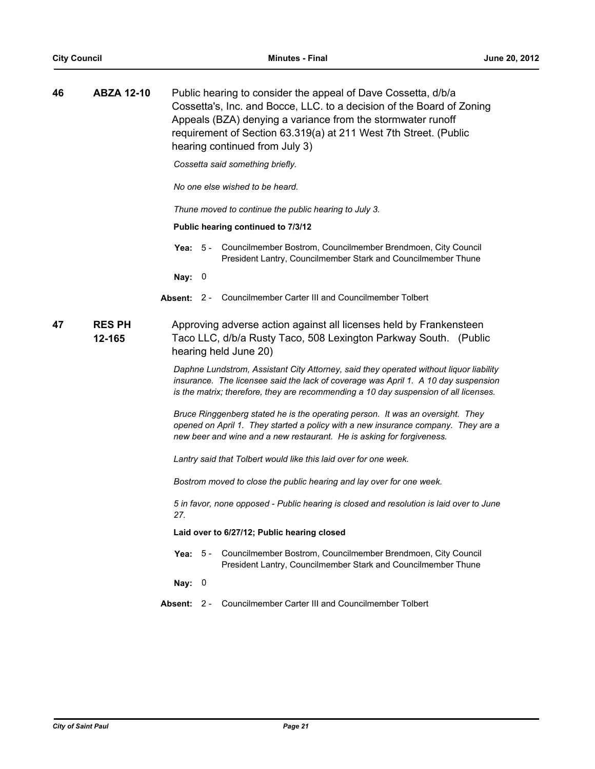**46** **ABZA 12-10** Public hearing to consider the appeal of Dave Cossetta, d/b/a Cossetta's, Inc. and Bocce, LLC. to a decision of the Board of Zoning Appeals (BZA) denying a variance from the stormwater runoff requirement of Section 63.319(a) at 211 West 7th Street. (Public hearing continued from July 3)

*Cossetta said something briefly.*

*No one else wished to be heard.*

*Thune moved to continue the public hearing to July 3.*

**Public hearing continued to 7/3/12**

**Yea:** 5 - Councilmember Bostrom, Councilmember Brendmoen, City Council President Lantry, Councilmember Stark and Councilmember Thune

**Nay:** 0

**Absent:** 2 - Councilmember Carter III and Councilmember Tolbert

**47** **RES PH 12-165** Approving adverse action against all licenses held by Frankensteen Taco LLC, d/b/a Rusty Taco, 508 Lexington Parkway South. (Public hearing held June 20)

*Daphne Lundstrom, Assistant City Attorney, said they operated without liquor liability insurance. The licensee said the lack of coverage was April 1. A 10 day suspension is the matrix; therefore, they are recommending a 10 day suspension of all licenses.*

*Bruce Ringgenberg stated he is the operating person. It was an oversight. They opened on April 1. They started a policy with a new insurance company. They are a new beer and wine and a new restaurant. He is asking for forgiveness.*

*Lantry said that Tolbert would like this laid over for one week.*

*Bostrom moved to close the public hearing and lay over for one week.*

*5 in favor, none opposed - Public hearing is closed and resolution is laid over to June 27.*

**Laid over to 6/27/12; Public hearing closed**

**Yea:** 5 - Councilmember Bostrom, Councilmember Brendmoen, City Council President Lantry, Councilmember Stark and Councilmember Thune

**Nay:** 0

**Absent:** 2 - Councilmember Carter III and Councilmember Tolbert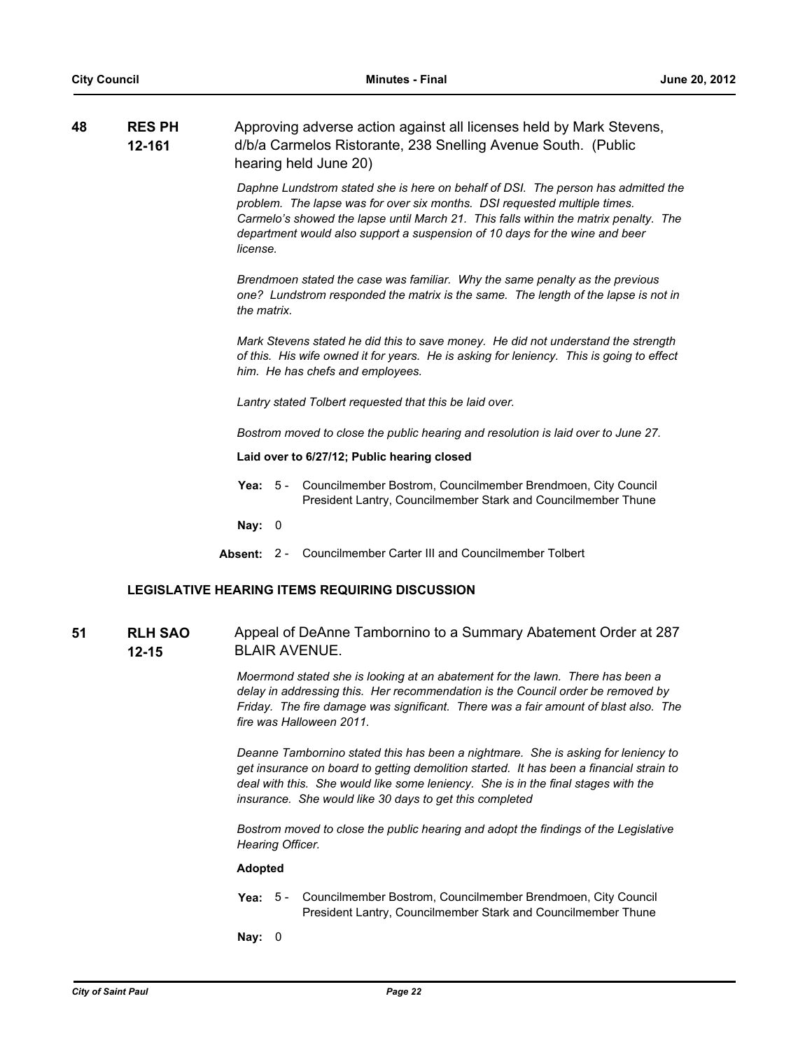**48** **RES PH 12-161**

Approving adverse action against all licenses held by Mark Stevens, d/b/a Carmelos Ristorante, 238 Snelling Avenue South. (Public hearing held June 20)

*Daphne Lundstrom stated she is here on behalf of DSI. The person has admitted the problem. The lapse was for over six months. DSI requested multiple times. Carmelo's showed the lapse until March 21. This falls within the matrix penalty. The department would also support a suspension of 10 days for the wine and beer license.*

*Brendmoen stated the case was familiar. Why the same penalty as the previous one? Lundstrom responded the matrix is the same. The length of the lapse is not in the matrix.*

*Mark Stevens stated he did this to save money. He did not understand the strength of this. His wife owned it for years. He is asking for leniency. This is going to effect him. He has chefs and employees.*

*Lantry stated Tolbert requested that this be laid over.*

*Bostrom moved to close the public hearing and resolution is laid over to June 27.*

**Laid over to 6/27/12; Public hearing closed**

**Yea:** 5 - Councilmember Bostrom, Councilmember Brendmoen, City Council President Lantry, Councilmember Stark and Councilmember Thune

**Nay:** 0

**Absent:** 2 - Councilmember Carter III and Councilmember Tolbert

## LEGISLATIVE HEARING ITEMS REQUIRING DISCUSSION

**51** **RLH SAO 12-15**

Appeal of DeAnne Tambornino to a Summary Abatement Order at 287 BLAIR AVENUE.

*Moermond stated she is looking at an abatement for the lawn. There has been a delay in addressing this. Her recommendation is the Council order be removed by Friday. The fire damage was significant. There was a fair amount of blast also. The fire was Halloween 2011.*

*Deanne Tambornino stated this has been a nightmare. She is asking for leniency to get insurance on board to getting demolition started. It has been a financial strain to deal with this. She would like some leniency. She is in the final stages with the insurance. She would like 30 days to get this completed*

*Bostrom moved to close the public hearing and adopt the findings of the Legislative Hearing Officer.*

**Adopted**

**Yea:** 5 - Councilmember Bostrom, Councilmember Brendmoen, City Council President Lantry, Councilmember Stark and Councilmember Thune

**Nay:** 0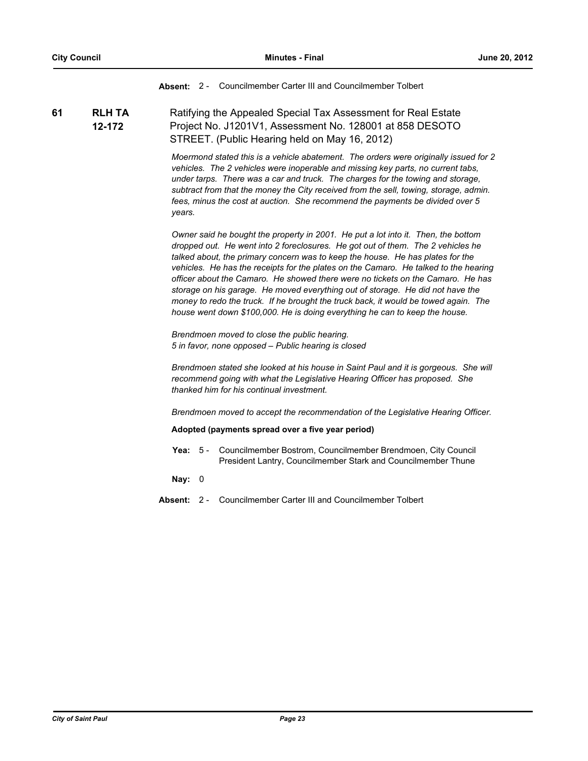**Absent:** 2 - Councilmember Carter III and Councilmember Tolbert

**61** **RLH TA 12-172**

Ratifying the Appealed Special Tax Assessment for Real Estate Project No. J1201V1, Assessment No. 128001 at 858 DESOTO STREET. (Public Hearing held on May 16, 2012)

*Moermond stated this is a vehicle abatement. The orders were originally issued for 2 vehicles. The 2 vehicles were inoperable and missing key parts, no current tabs, under tarps. There was a car and truck. The charges for the towing and storage, subtract from that the money the City received from the sell, towing, storage, admin. fees, minus the cost at auction. She recommend the payments be divided over 5 years.*

*Owner said he bought the property in 2001. He put a lot into it. Then, the bottom dropped out. He went into 2 foreclosures. He got out of them. The 2 vehicles he talked about, the primary concern was to keep the house. He has plates for the vehicles. He has the receipts for the plates on the Camaro. He talked to the hearing officer about the Camaro. He showed there were no tickets on the Camaro. He has storage on his garage. He moved everything out of storage. He did not have the money to redo the truck. If he brought the truck back, it would be towed again. The house went down $100,000. He is doing everything he can to keep the house.*

*Brendmoen moved to close the public hearing.*
*5 in favor, none opposed – Public hearing is closed*

*Brendmoen stated she looked at his house in Saint Paul and it is gorgeous. She will recommend going with what the Legislative Hearing Officer has proposed. She thanked him for his continual investment.*

*Brendmoen moved to accept the recommendation of the Legislative Hearing Officer.*

**Adopted (payments spread over a five year period)**

**Yea:** 5 - Councilmember Bostrom, Councilmember Brendmoen, City Council President Lantry, Councilmember Stark and Councilmember Thune

**Nay:** 0

**Absent:** 2 - Councilmember Carter III and Councilmember Tolbert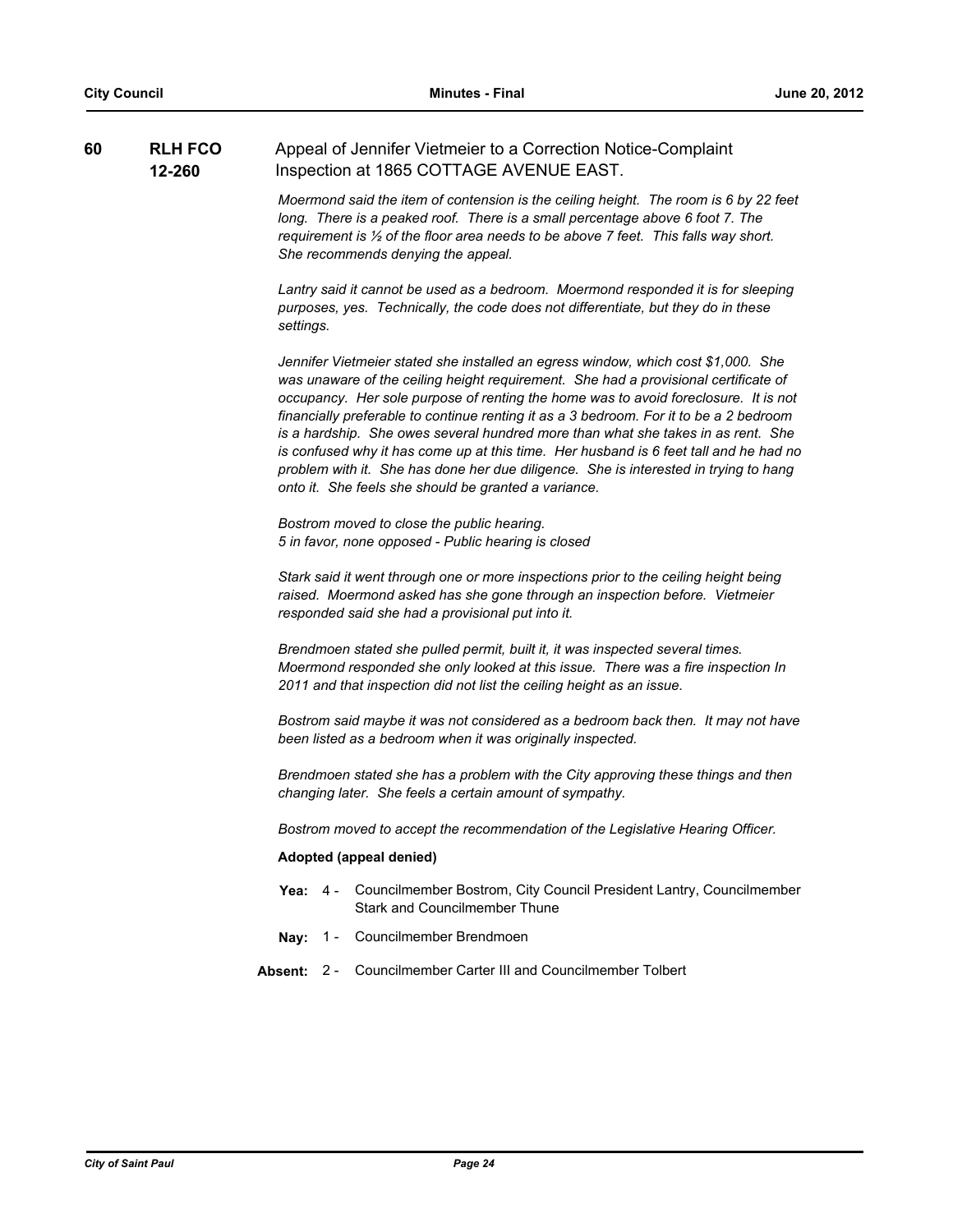**60 RLH FCO 12-260** Appeal of Jennifer Vietmeier to a Correction Notice-Complaint Inspection at 1865 COTTAGE AVENUE EAST.

*Moermond said the item of contension is the ceiling height. The room is 6 by 22 feet long. There is a peaked roof. There is a small percentage above 6 foot 7. The requirement is ½ of the floor area needs to be above 7 feet. This falls way short. She recommends denying the appeal.*

*Lantry said it cannot be used as a bedroom. Moermond responded it is for sleeping purposes, yes. Technically, the code does not differentiate, but they do in these settings.*

*Jennifer Vietmeier stated she installed an egress window, which cost $1,000. She was unaware of the ceiling height requirement. She had a provisional certificate of occupancy. Her sole purpose of renting the home was to avoid foreclosure. It is not financially preferable to continue renting it as a 3 bedroom. For it to be a 2 bedroom is a hardship. She owes several hundred more than what she takes in as rent. She is confused why it has come up at this time. Her husband is 6 feet tall and he had no problem with it. She has done her due diligence. She is interested in trying to hang onto it. She feels she should be granted a variance.*

*Bostrom moved to close the public hearing.*
*5 in favor, none opposed - Public hearing is closed*

*Stark said it went through one or more inspections prior to the ceiling height being raised. Moermond asked has she gone through an inspection before. Vietmeier responded said she had a provisional put into it.*

*Brendmoen stated she pulled permit, built it, it was inspected several times. Moermond responded she only looked at this issue. There was a fire inspection In 2011 and that inspection did not list the ceiling height as an issue.*

*Bostrom said maybe it was not considered as a bedroom back then. It may not have been listed as a bedroom when it was originally inspected.*

*Brendmoen stated she has a problem with the City approving these things and then changing later. She feels a certain amount of sympathy.*

*Bostrom moved to accept the recommendation of the Legislative Hearing Officer.*

**Adopted (appeal denied)**

**Yea:** 4 - Councilmember Bostrom, City Council President Lantry, Councilmember Stark and Councilmember Thune

**Nay:** 1 - Councilmember Brendmoen

**Absent:** 2 - Councilmember Carter III and Councilmember Tolbert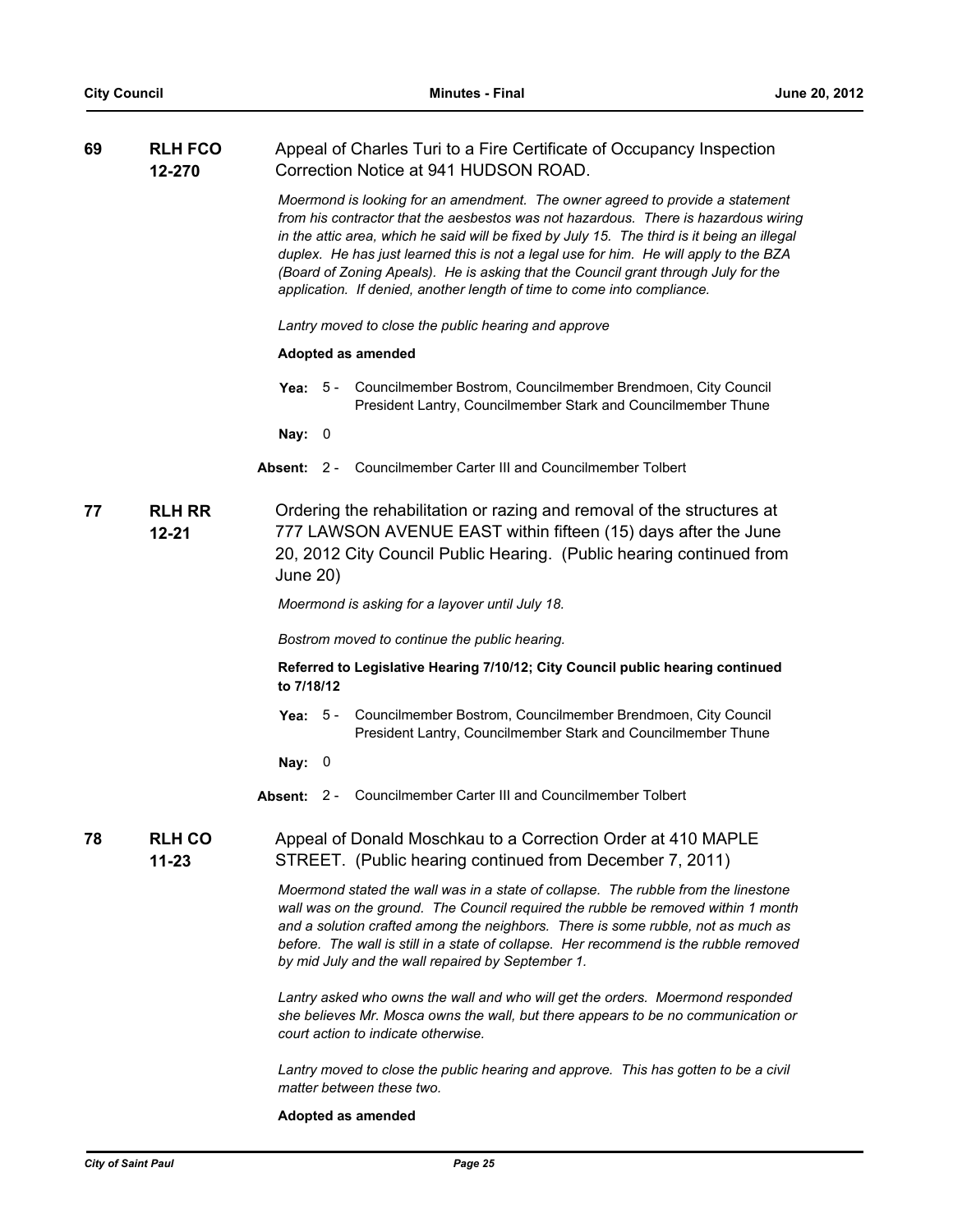**69** **RLH FCO 12-270** Appeal of Charles Turi to a Fire Certificate of Occupancy Inspection Correction Notice at 941 HUDSON ROAD.

*Moermond is looking for an amendment. The owner agreed to provide a statement from his contractor that the aesbestos was not hazardous. There is hazardous wiring in the attic area, which he said will be fixed by July 15. The third is it being an illegal duplex. He has just learned this is not a legal use for him. He will apply to the BZA (Board of Zoning Apeals). He is asking that the Council grant through July for the application. If denied, another length of time to come into compliance.*

*Lantry moved to close the public hearing and approve*

**Adopted as amended**

**Yea:** 5 - Councilmember Bostrom, Councilmember Brendmoen, City Council President Lantry, Councilmember Stark and Councilmember Thune

**Nay:** 0

**Absent:** 2 - Councilmember Carter III and Councilmember Tolbert

**77** **RLH RR 12-21** Ordering the rehabilitation or razing and removal of the structures at 777 LAWSON AVENUE EAST within fifteen (15) days after the June 20, 2012 City Council Public Hearing. (Public hearing continued from June 20)

*Moermond is asking for a layover until July 18.*

*Bostrom moved to continue the public hearing.*

**Referred to Legislative Hearing 7/10/12; City Council public hearing continued to 7/18/12**

**Yea:** 5 - Councilmember Bostrom, Councilmember Brendmoen, City Council President Lantry, Councilmember Stark and Councilmember Thune

**Nay:** 0

**Absent:** 2 - Councilmember Carter III and Councilmember Tolbert

**78** **RLH CO 11-23** Appeal of Donald Moschkau to a Correction Order at 410 MAPLE STREET. (Public hearing continued from December 7, 2011)

*Moermond stated the wall was in a state of collapse. The rubble from the linestone wall was on the ground. The Council required the rubble be removed within 1 month and a solution crafted among the neighbors. There is some rubble, not as much as before. The wall is still in a state of collapse. Her recommend is the rubble removed by mid July and the wall repaired by September 1.*

*Lantry asked who owns the wall and who will get the orders. Moermond responded she believes Mr. Mosca owns the wall, but there appears to be no communication or court action to indicate otherwise.*

*Lantry moved to close the public hearing and approve. This has gotten to be a civil matter between these two.*

**Adopted as amended**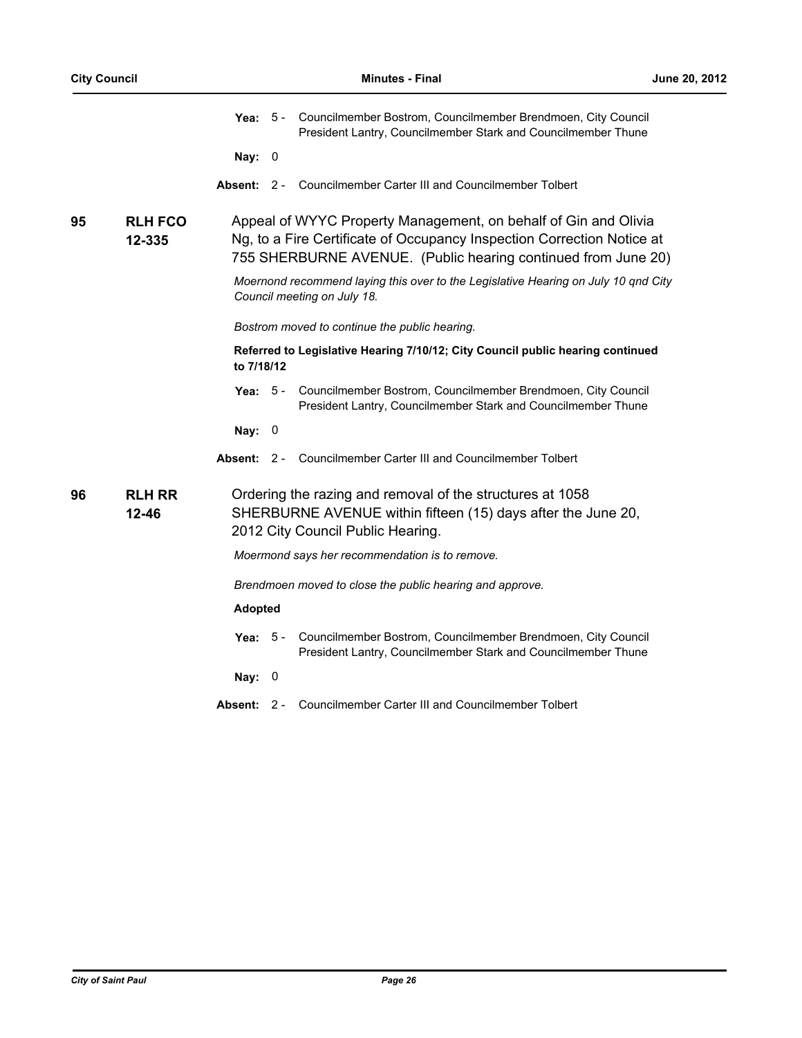**Yea:** 5 - Councilmember Bostrom, Councilmember Brendmoen, City Council President Lantry, Councilmember Stark and Councilmember Thune

**Nay:** 0

**Absent:** 2 - Councilmember Carter III and Councilmember Tolbert

**95** **RLH FCO 12-335**

Appeal of WYYC Property Management, on behalf of Gin and Olivia Ng, to a Fire Certificate of Occupancy Inspection Correction Notice at 755 SHERBURNE AVENUE. (Public hearing continued from June 20)

*Moernond recommend laying this over to the Legislative Hearing on July 10 qnd City Council meeting on July 18.*

*Bostrom moved to continue the public hearing.*

**Referred to Legislative Hearing 7/10/12; City Council public hearing continued to 7/18/12**

**Yea:** 5 - Councilmember Bostrom, Councilmember Brendmoen, City Council President Lantry, Councilmember Stark and Councilmember Thune

**Nay:** 0

**Absent:** 2 - Councilmember Carter III and Councilmember Tolbert

**96** **RLH RR 12-46**

Ordering the razing and removal of the structures at 1058 SHERBURNE AVENUE within fifteen (15) days after the June 20, 2012 City Council Public Hearing.

*Moermond says her recommendation is to remove.*

*Brendmoen moved to close the public hearing and approve.*

**Adopted**

**Yea:** 5 - Councilmember Bostrom, Councilmember Brendmoen, City Council President Lantry, Councilmember Stark and Councilmember Thune

**Nay:** 0

**Absent:** 2 - Councilmember Carter III and Councilmember Tolbert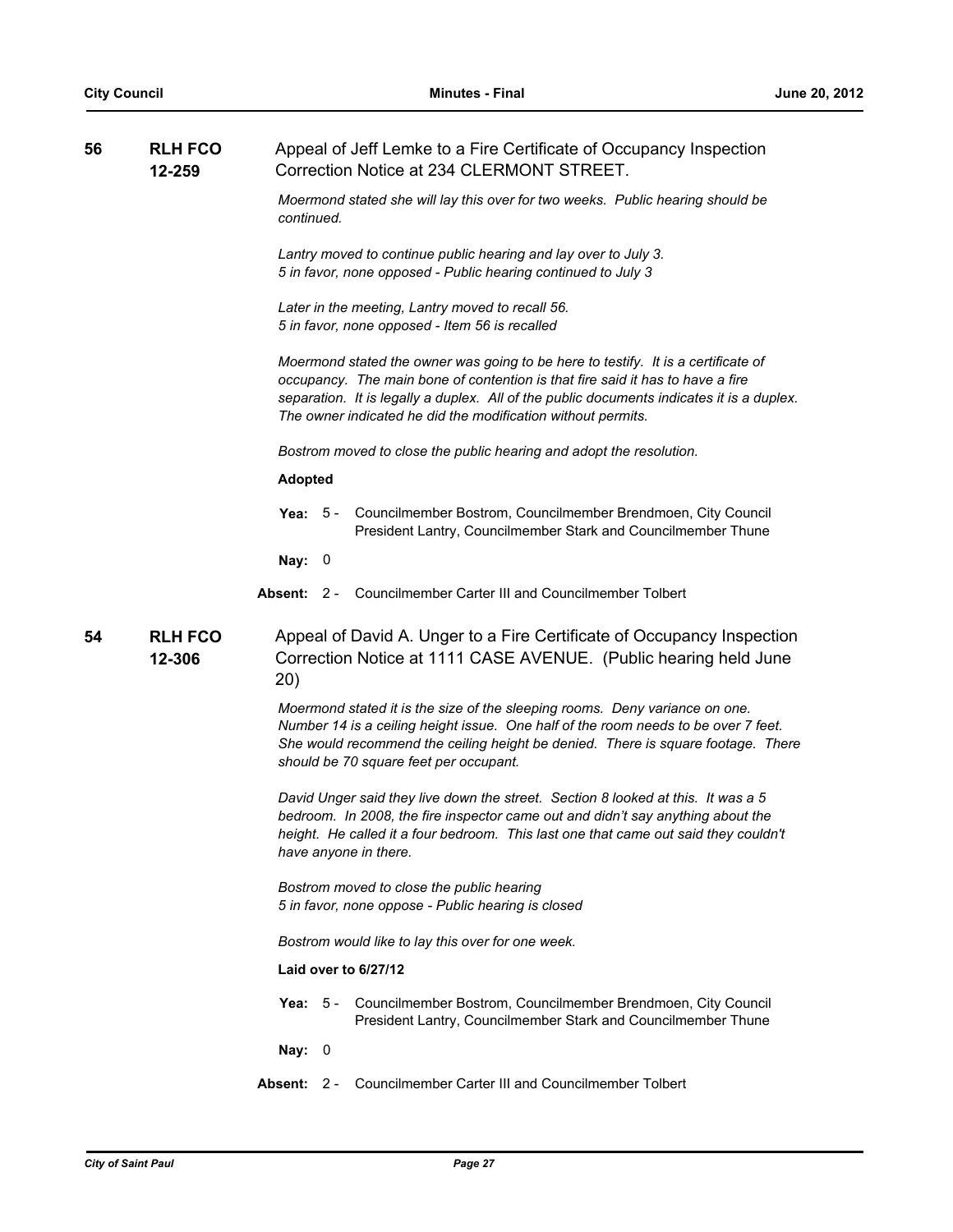**56** **RLH FCO 12-259** Appeal of Jeff Lemke to a Fire Certificate of Occupancy Inspection Correction Notice at 234 CLERMONT STREET.

*Moermond stated she will lay this over for two weeks. Public hearing should be continued.*

*Lantry moved to continue public hearing and lay over to July 3.*
*5 in favor, none opposed - Public hearing continued to July 3*

*Later in the meeting, Lantry moved to recall 56.*
*5 in favor, none opposed - Item 56 is recalled*

*Moermond stated the owner was going to be here to testify. It is a certificate of occupancy. The main bone of contention is that fire said it has to have a fire separation. It is legally a duplex. All of the public documents indicates it is a duplex. The owner indicated he did the modification without permits.*

*Bostrom moved to close the public hearing and adopt the resolution.*

**Adopted**

**Yea:** 5 - Councilmember Bostrom, Councilmember Brendmoen, City Council President Lantry, Councilmember Stark and Councilmember Thune

**Nay:** 0

**Absent:** 2 - Councilmember Carter III and Councilmember Tolbert

**54** **RLH FCO 12-306** Appeal of David A. Unger to a Fire Certificate of Occupancy Inspection Correction Notice at 1111 CASE AVENUE. (Public hearing held June 20)

*Moermond stated it is the size of the sleeping rooms. Deny variance on one. Number 14 is a ceiling height issue. One half of the room needs to be over 7 feet. She would recommend the ceiling height be denied. There is square footage. There should be 70 square feet per occupant.*

*David Unger said they live down the street. Section 8 looked at this. It was a 5 bedroom. In 2008, the fire inspector came out and didn't say anything about the height. He called it a four bedroom. This last one that came out said they couldn't have anyone in there.*

*Bostrom moved to close the public hearing*
*5 in favor, none oppose - Public hearing is closed*

*Bostrom would like to lay this over for one week.*

**Laid over to 6/27/12**

**Yea:** 5 - Councilmember Bostrom, Councilmember Brendmoen, City Council President Lantry, Councilmember Stark and Councilmember Thune

**Nay:** 0

**Absent:** 2 - Councilmember Carter III and Councilmember Tolbert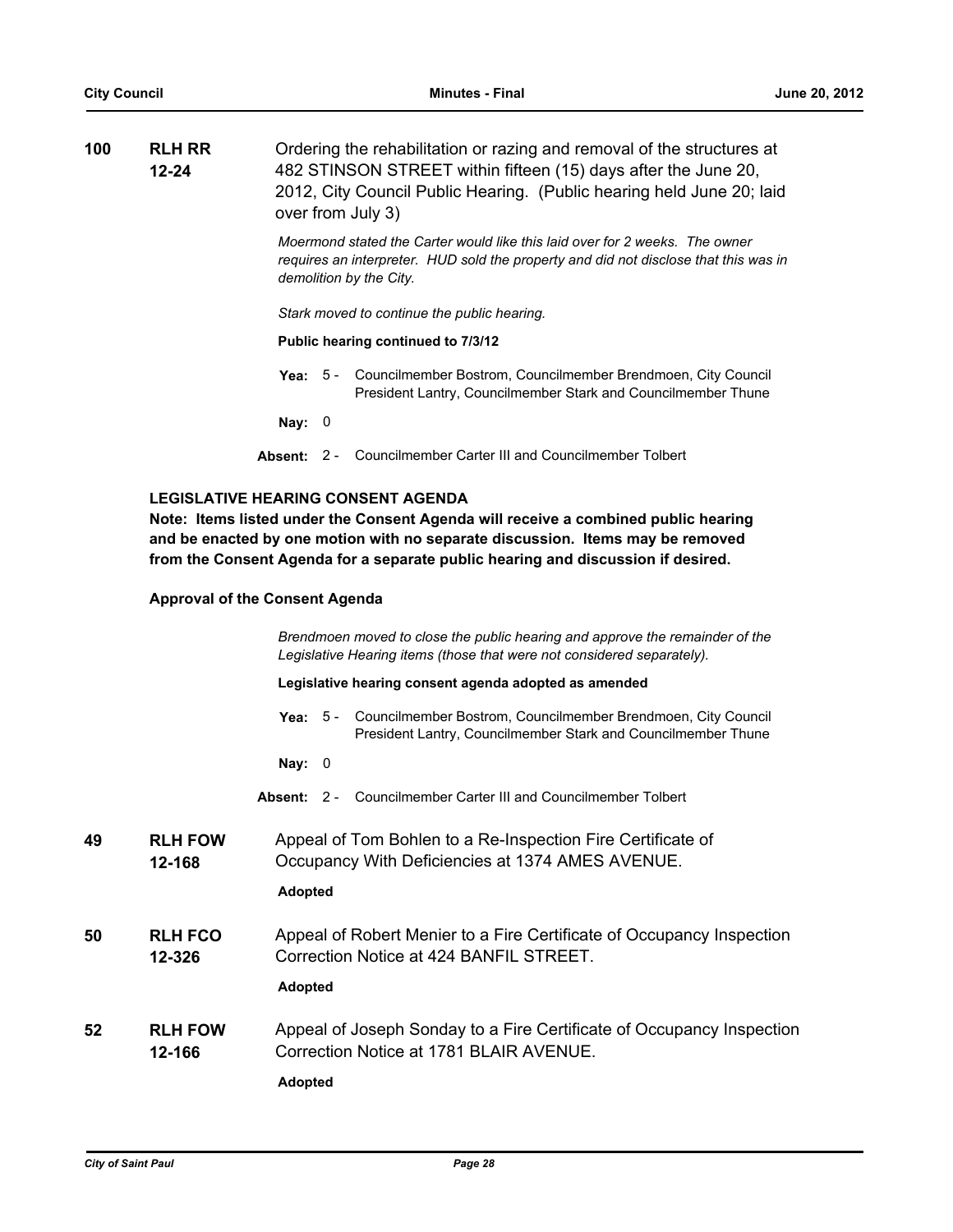**100** **RLH RR 12-24**

Ordering the rehabilitation or razing and removal of the structures at 482 STINSON STREET within fifteen (15) days after the June 20, 2012, City Council Public Hearing. (Public hearing held June 20; laid over from July 3)

*Moermond stated the Carter would like this laid over for 2 weeks. The owner requires an interpreter. HUD sold the property and did not disclose that this was in demolition by the City.*

*Stark moved to continue the public hearing.*

**Public hearing continued to 7/3/12**

**Yea:** 5 - Councilmember Bostrom, Councilmember Brendmoen, City Council President Lantry, Councilmember Stark and Councilmember Thune

**Nay:** 0

**Absent:** 2 - Councilmember Carter III and Councilmember Tolbert

## LEGISLATIVE HEARING CONSENT AGENDA

**Note: Items listed under the Consent Agenda will receive a combined public hearing and be enacted by one motion with no separate discussion. Items may be removed from the Consent Agenda for a separate public hearing and discussion if desired.**

### Approval of the Consent Agenda

*Brendmoen moved to close the public hearing and approve the remainder of the Legislative Hearing items (those that were not considered separately).*

**Legislative hearing consent agenda adopted as amended**

**Yea:** 5 - Councilmember Bostrom, Councilmember Brendmoen, City Council President Lantry, Councilmember Stark and Councilmember Thune

**Nay:** 0

**Absent:** 2 - Councilmember Carter III and Councilmember Tolbert

**49** **RLH FOW 12-168**

Appeal of Tom Bohlen to a Re-Inspection Fire Certificate of Occupancy With Deficiencies at 1374 AMES AVENUE.

**Adopted**

**50** **RLH FCO 12-326**

Appeal of Robert Menier to a Fire Certificate of Occupancy Inspection Correction Notice at 424 BANFIL STREET.

**Adopted**

**52** **RLH FOW 12-166**

Appeal of Joseph Sonday to a Fire Certificate of Occupancy Inspection Correction Notice at 1781 BLAIR AVENUE.

**Adopted**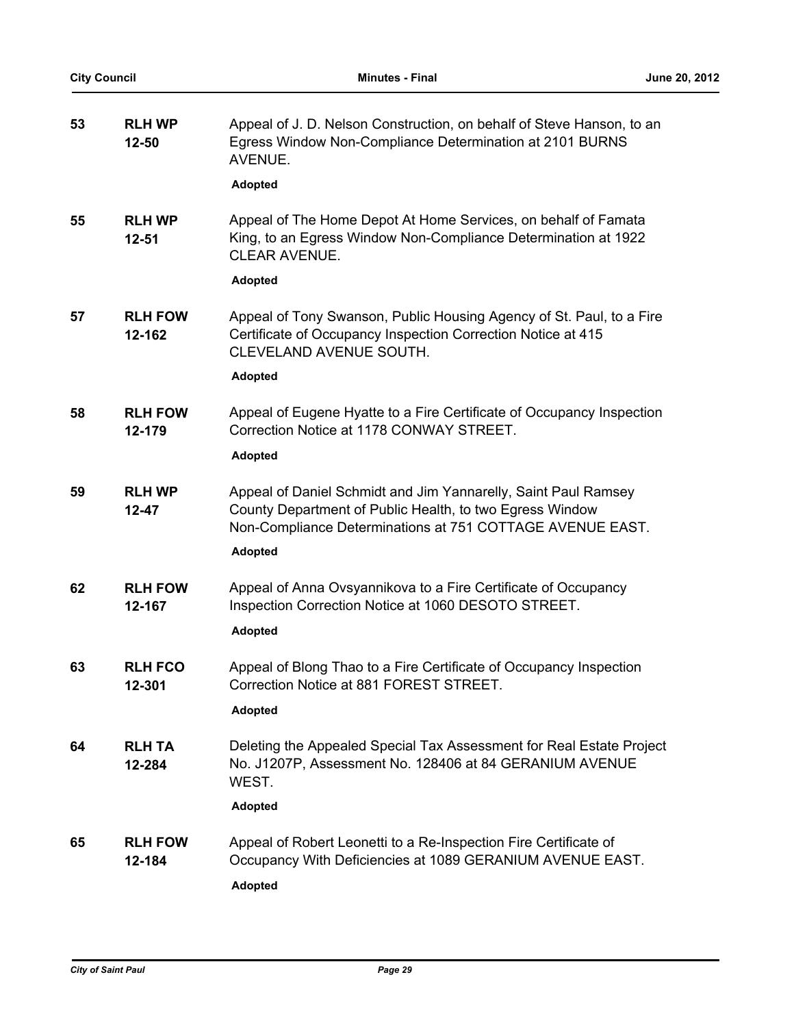**53** **RLH WP 12-50** Appeal of J. D. Nelson Construction, on behalf of Steve Hanson, to an Egress Window Non-Compliance Determination at 2101 BURNS AVENUE.

**Adopted**

**55** **RLH WP 12-51** Appeal of The Home Depot At Home Services, on behalf of Famata King, to an Egress Window Non-Compliance Determination at 1922 CLEAR AVENUE.

**Adopted**

**57** **RLH FOW 12-162** Appeal of Tony Swanson, Public Housing Agency of St. Paul, to a Fire Certificate of Occupancy Inspection Correction Notice at 415 CLEVELAND AVENUE SOUTH.

**Adopted**

**58** **RLH FOW 12-179** Appeal of Eugene Hyatte to a Fire Certificate of Occupancy Inspection Correction Notice at 1178 CONWAY STREET.

**Adopted**

**59** **RLH WP 12-47** Appeal of Daniel Schmidt and Jim Yannarelly, Saint Paul Ramsey County Department of Public Health, to two Egress Window Non-Compliance Determinations at 751 COTTAGE AVENUE EAST.

**Adopted**

**62** **RLH FOW 12-167** Appeal of Anna Ovsyannikova to a Fire Certificate of Occupancy Inspection Correction Notice at 1060 DESOTO STREET.

**Adopted**

**63** **RLH FCO 12-301** Appeal of Blong Thao to a Fire Certificate of Occupancy Inspection Correction Notice at 881 FOREST STREET.

**Adopted**

**64** **RLH TA 12-284** Deleting the Appealed Special Tax Assessment for Real Estate Project No. J1207P, Assessment No. 128406 at 84 GERANIUM AVENUE WEST.

**Adopted**

**65** **RLH FOW 12-184** Appeal of Robert Leonetti to a Re-Inspection Fire Certificate of Occupancy With Deficiencies at 1089 GERANIUM AVENUE EAST.

**Adopted**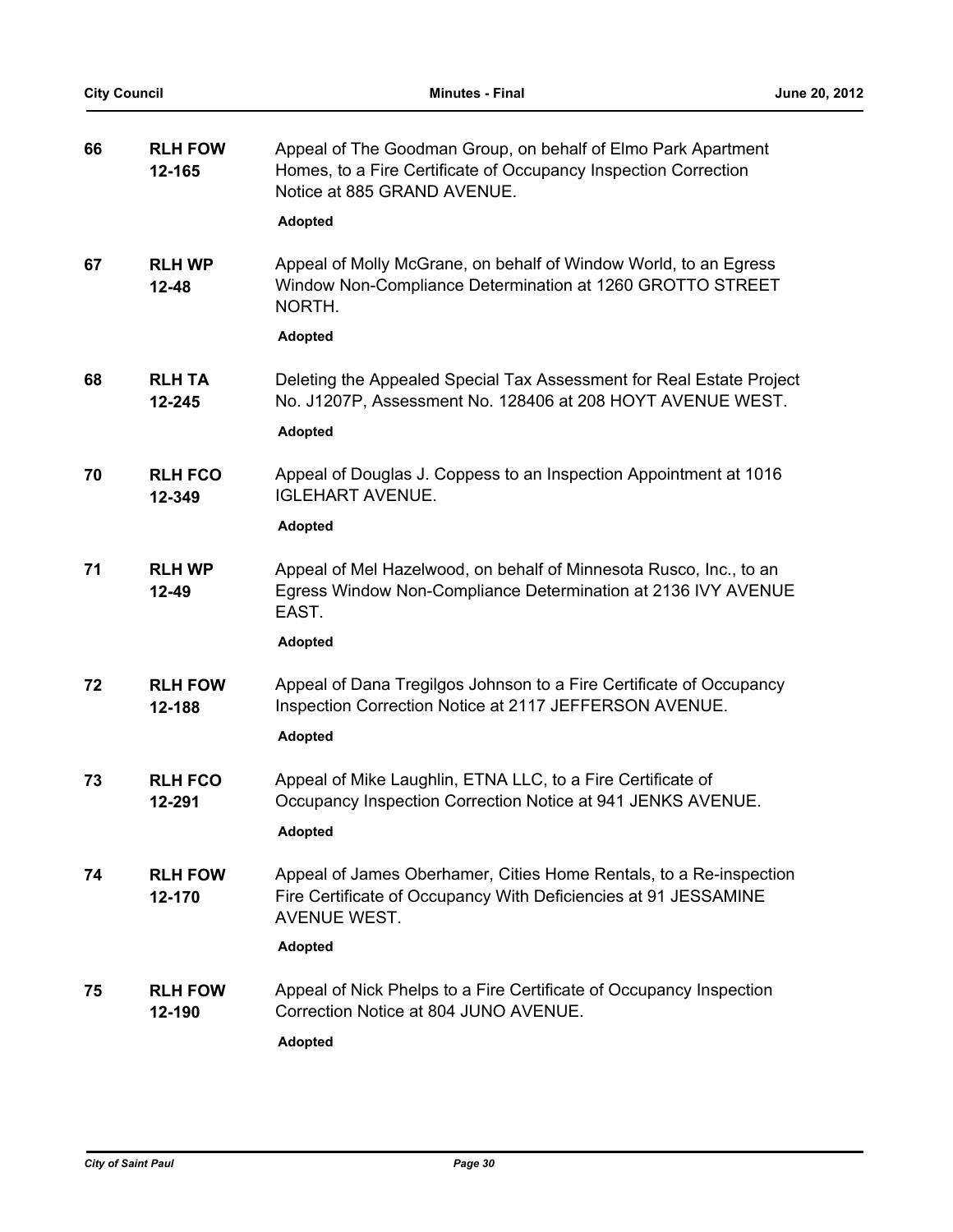| | | |
|---|---|---|
| **66** | **RLH FOW 12-165** | Appeal of The Goodman Group, on behalf of Elmo Park Apartment Homes, to a Fire Certificate of Occupancy Inspection Correction Notice at 885 GRAND AVENUE.<br><br>**Adopted** |
| **67** | **RLH WP 12-48** | Appeal of Molly McGrane, on behalf of Window World, to an Egress Window Non-Compliance Determination at 1260 GROTTO STREET NORTH.<br><br>**Adopted** |
| **68** | **RLH TA 12-245** | Deleting the Appealed Special Tax Assessment for Real Estate Project No. J1207P, Assessment No. 128406 at 208 HOYT AVENUE WEST.<br><br>**Adopted** |
| **70** | **RLH FCO 12-349** | Appeal of Douglas J. Coppess to an Inspection Appointment at 1016 IGLEHART AVENUE.<br><br>**Adopted** |
| **71** | **RLH WP 12-49** | Appeal of Mel Hazelwood, on behalf of Minnesota Rusco, Inc., to an Egress Window Non-Compliance Determination at 2136 IVY AVENUE EAST.<br><br>**Adopted** |
| **72** | **RLH FOW 12-188** | Appeal of Dana Tregilgos Johnson to a Fire Certificate of Occupancy Inspection Correction Notice at 2117 JEFFERSON AVENUE.<br><br>**Adopted** |
| **73** | **RLH FCO 12-291** | Appeal of Mike Laughlin, ETNA LLC, to a Fire Certificate of Occupancy Inspection Correction Notice at 941 JENKS AVENUE.<br><br>**Adopted** |
| **74** | **RLH FOW 12-170** | Appeal of James Oberhamer, Cities Home Rentals, to a Re-inspection Fire Certificate of Occupancy With Deficiencies at 91 JESSAMINE AVENUE WEST.<br><br>**Adopted** |
| **75** | **RLH FOW 12-190** | Appeal of Nick Phelps to a Fire Certificate of Occupancy Inspection Correction Notice at 804 JUNO AVENUE.<br><br>**Adopted** |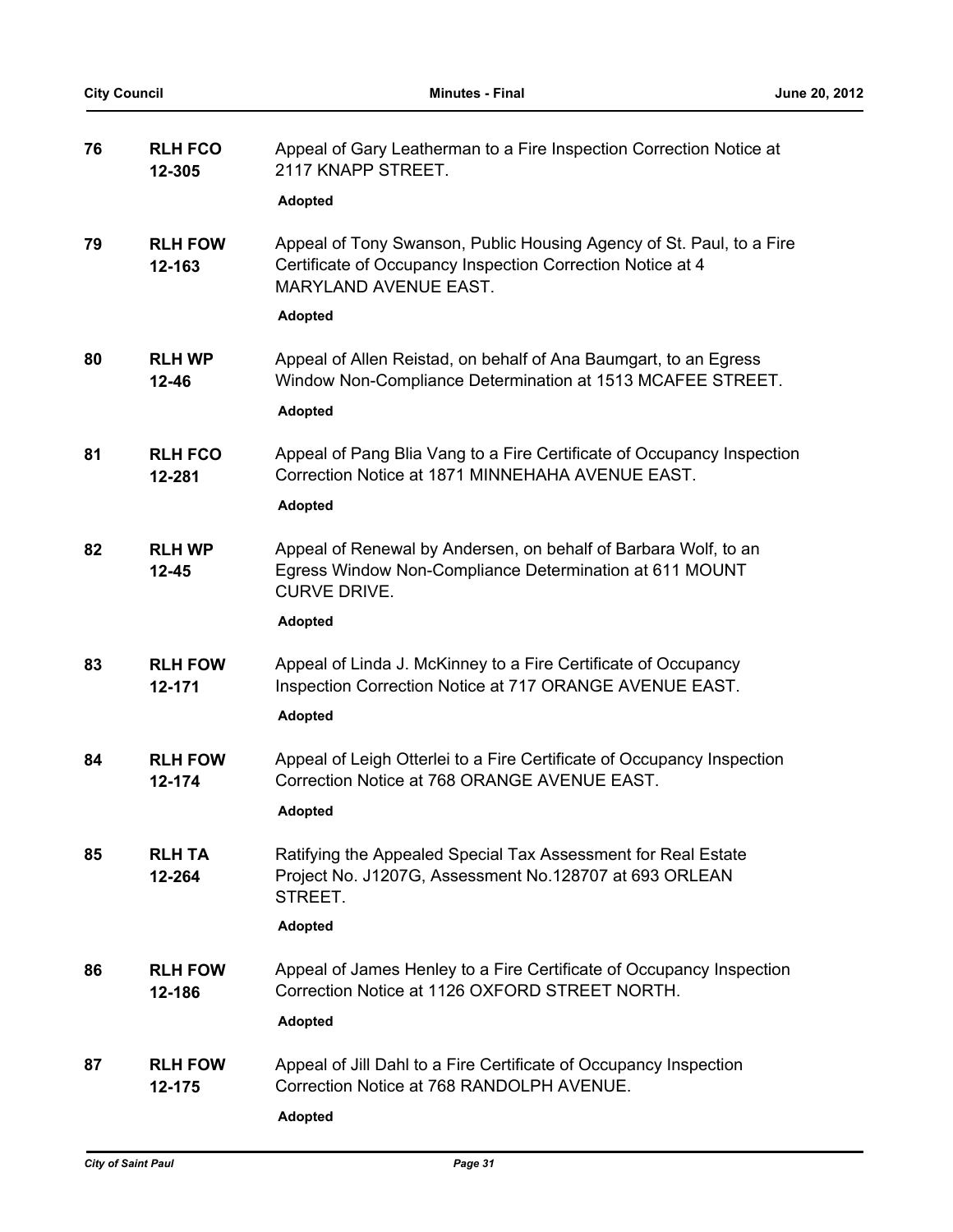**76** **RLH FCO 12-305** Appeal of Gary Leatherman to a Fire Inspection Correction Notice at 2117 KNAPP STREET.

**Adopted**

**79** **RLH FOW 12-163** Appeal of Tony Swanson, Public Housing Agency of St. Paul, to a Fire Certificate of Occupancy Inspection Correction Notice at 4 MARYLAND AVENUE EAST.

**Adopted**

**80** **RLH WP 12-46** Appeal of Allen Reistad, on behalf of Ana Baumgart, to an Egress Window Non-Compliance Determination at 1513 MCAFEE STREET.

**Adopted**

**81** **RLH FCO 12-281** Appeal of Pang Blia Vang to a Fire Certificate of Occupancy Inspection Correction Notice at 1871 MINNEHAHA AVENUE EAST.

**Adopted**

**82** **RLH WP 12-45** Appeal of Renewal by Andersen, on behalf of Barbara Wolf, to an Egress Window Non-Compliance Determination at 611 MOUNT CURVE DRIVE.

**Adopted**

**83** **RLH FOW 12-171** Appeal of Linda J. McKinney to a Fire Certificate of Occupancy Inspection Correction Notice at 717 ORANGE AVENUE EAST.

**Adopted**

**84** **RLH FOW 12-174** Appeal of Leigh Otterlei to a Fire Certificate of Occupancy Inspection Correction Notice at 768 ORANGE AVENUE EAST.

**Adopted**

**85** **RLH TA 12-264** Ratifying the Appealed Special Tax Assessment for Real Estate Project No. J1207G, Assessment No.128707 at 693 ORLEAN STREET.

**Adopted**

**86** **RLH FOW 12-186** Appeal of James Henley to a Fire Certificate of Occupancy Inspection Correction Notice at 1126 OXFORD STREET NORTH.

**Adopted**

**87** **RLH FOW 12-175** Appeal of Jill Dahl to a Fire Certificate of Occupancy Inspection Correction Notice at 768 RANDOLPH AVENUE.

**Adopted**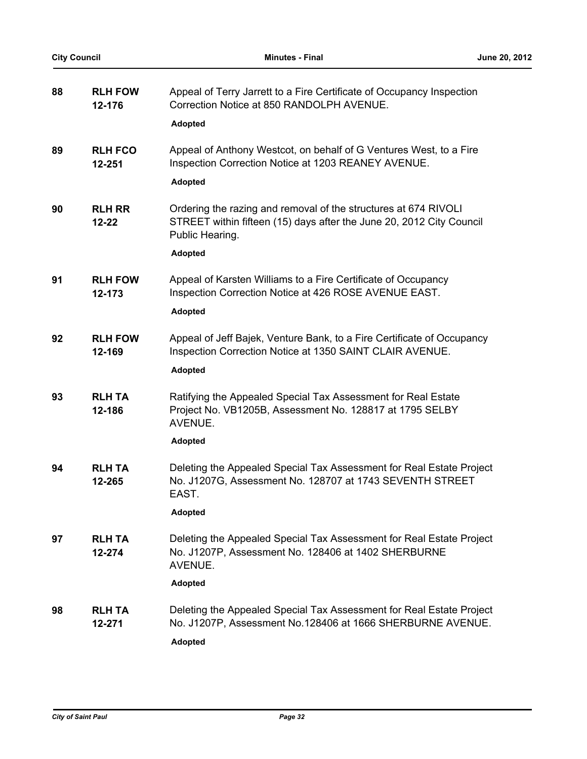**88** **RLH FOW 12-176** Appeal of Terry Jarrett to a Fire Certificate of Occupancy Inspection Correction Notice at 850 RANDOLPH AVENUE.

**Adopted**

**89** **RLH FCO 12-251** Appeal of Anthony Westcot, on behalf of G Ventures West, to a Fire Inspection Correction Notice at 1203 REANEY AVENUE.

**Adopted**

**90** **RLH RR 12-22** Ordering the razing and removal of the structures at 674 RIVOLI STREET within fifteen (15) days after the June 20, 2012 City Council Public Hearing.

**Adopted**

**91** **RLH FOW 12-173** Appeal of Karsten Williams to a Fire Certificate of Occupancy Inspection Correction Notice at 426 ROSE AVENUE EAST.

**Adopted**

**92** **RLH FOW 12-169** Appeal of Jeff Bajek, Venture Bank, to a Fire Certificate of Occupancy Inspection Correction Notice at 1350 SAINT CLAIR AVENUE.

**Adopted**

**93** **RLH TA 12-186** Ratifying the Appealed Special Tax Assessment for Real Estate Project No. VB1205B, Assessment No. 128817 at 1795 SELBY AVENUE.

**Adopted**

**94** **RLH TA 12-265** Deleting the Appealed Special Tax Assessment for Real Estate Project No. J1207G, Assessment No. 128707 at 1743 SEVENTH STREET EAST.

**Adopted**

**97** **RLH TA 12-274** Deleting the Appealed Special Tax Assessment for Real Estate Project No. J1207P, Assessment No. 128406 at 1402 SHERBURNE AVENUE.

**Adopted**

**98** **RLH TA 12-271** Deleting the Appealed Special Tax Assessment for Real Estate Project No. J1207P, Assessment No.128406 at 1666 SHERBURNE AVENUE.

**Adopted**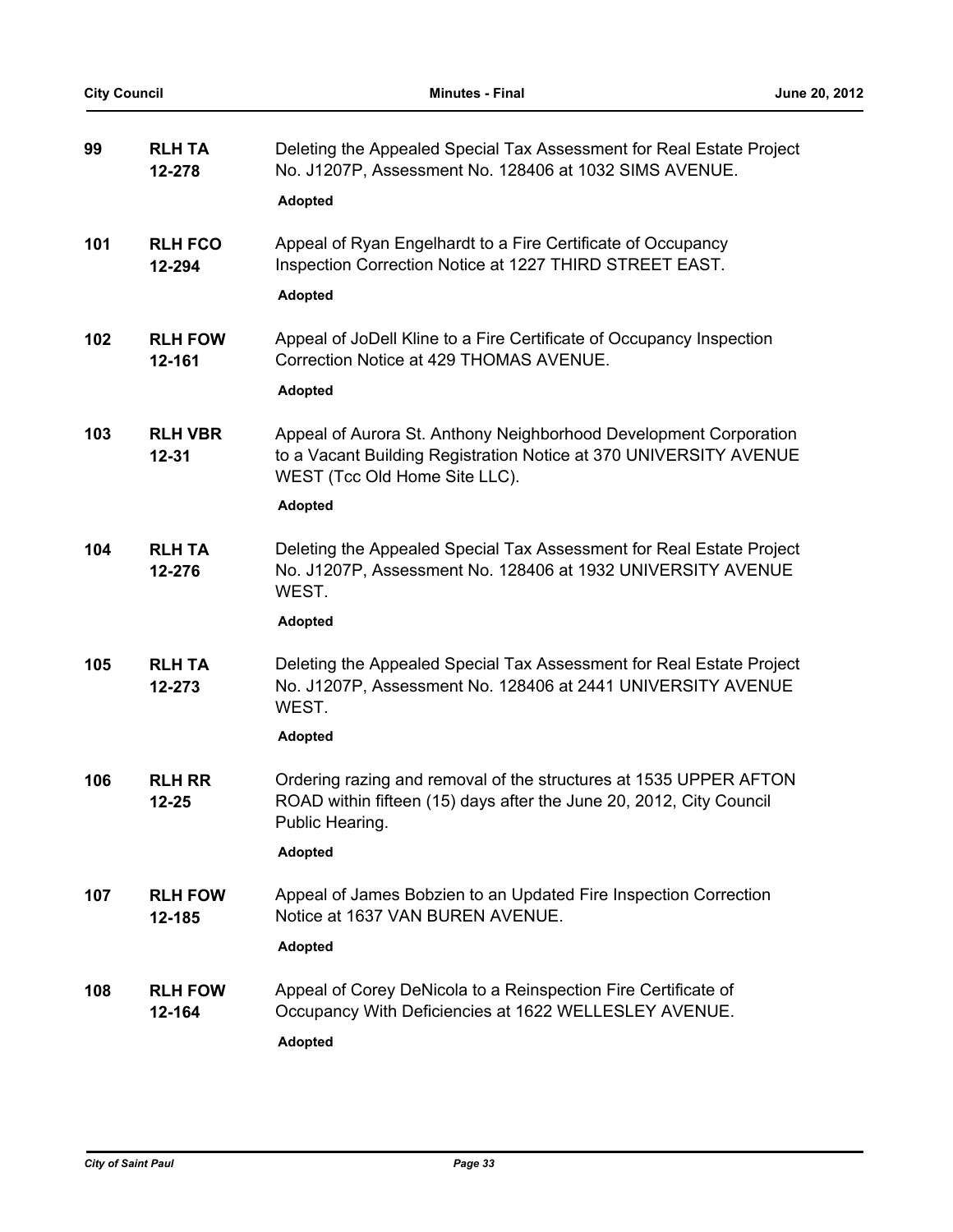**99** **RLH TA 12-278** Deleting the Appealed Special Tax Assessment for Real Estate Project No. J1207P, Assessment No. 128406 at 1032 SIMS AVENUE.

**Adopted**

**101** **RLH FCO 12-294** Appeal of Ryan Engelhardt to a Fire Certificate of Occupancy Inspection Correction Notice at 1227 THIRD STREET EAST.

**Adopted**

**102** **RLH FOW 12-161** Appeal of JoDell Kline to a Fire Certificate of Occupancy Inspection Correction Notice at 429 THOMAS AVENUE.

**Adopted**

**103** **RLH VBR 12-31** Appeal of Aurora St. Anthony Neighborhood Development Corporation to a Vacant Building Registration Notice at 370 UNIVERSITY AVENUE WEST (Tcc Old Home Site LLC).

**Adopted**

**104** **RLH TA 12-276** Deleting the Appealed Special Tax Assessment for Real Estate Project No. J1207P, Assessment No. 128406 at 1932 UNIVERSITY AVENUE WEST.

**Adopted**

**105** **RLH TA 12-273** Deleting the Appealed Special Tax Assessment for Real Estate Project No. J1207P, Assessment No. 128406 at 2441 UNIVERSITY AVENUE WEST.

**Adopted**

**106** **RLH RR 12-25** Ordering razing and removal of the structures at 1535 UPPER AFTON ROAD within fifteen (15) days after the June 20, 2012, City Council Public Hearing.

**Adopted**

**107** **RLH FOW 12-185** Appeal of James Bobzien to an Updated Fire Inspection Correction Notice at 1637 VAN BUREN AVENUE.

**Adopted**

**108** **RLH FOW 12-164** Appeal of Corey DeNicola to a Reinspection Fire Certificate of Occupancy With Deficiencies at 1622 WELLESLEY AVENUE.

**Adopted**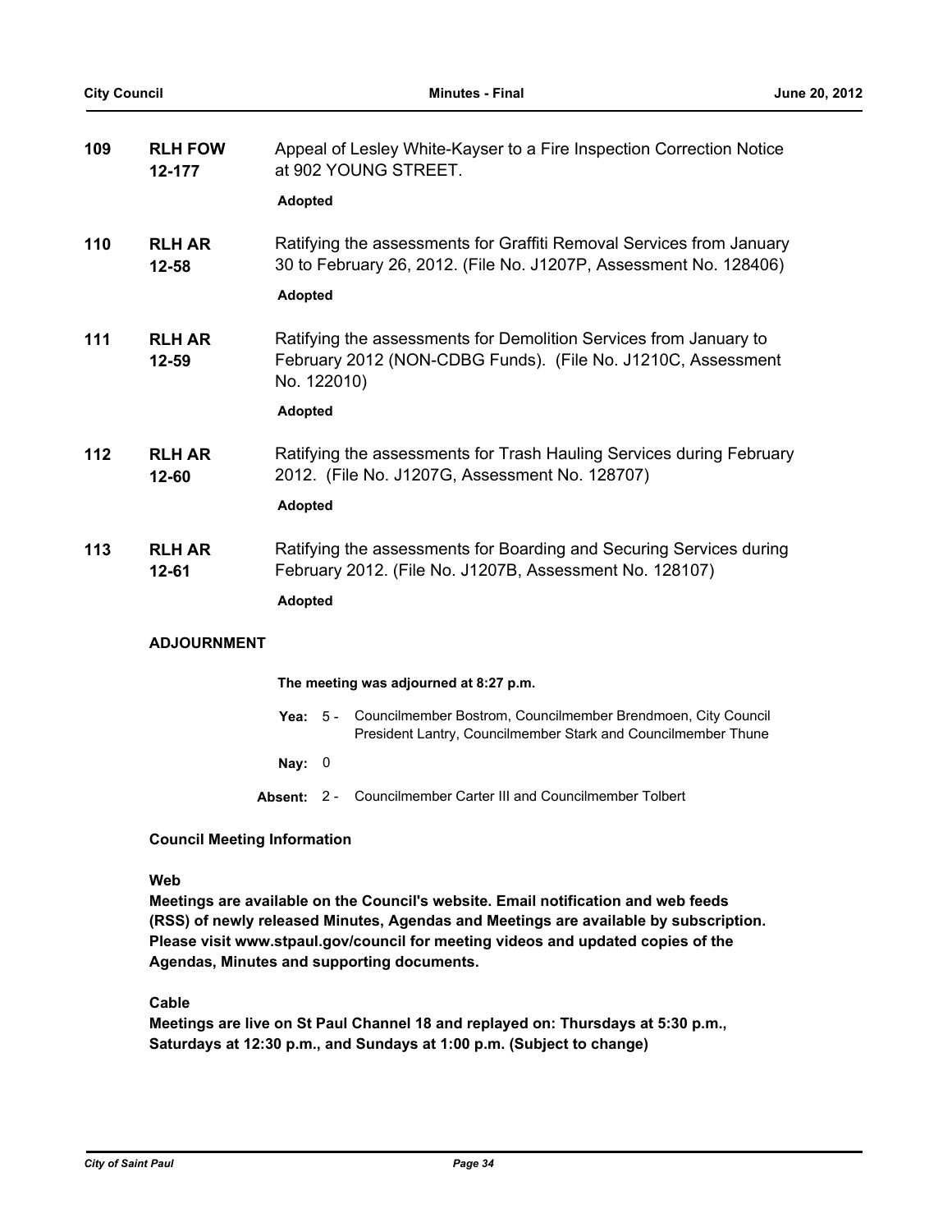**109** **RLH FOW 12-177** Appeal of Lesley White-Kayser to a Fire Inspection Correction Notice at 902 YOUNG STREET.

**Adopted**

**110** **RLH AR 12-58** Ratifying the assessments for Graffiti Removal Services from January 30 to February 26, 2012. (File No. J1207P, Assessment No. 128406)

**Adopted**

**111** **RLH AR 12-59** Ratifying the assessments for Demolition Services from January to February 2012 (NON-CDBG Funds). (File No. J1210C, Assessment No. 122010)

**Adopted**

**112** **RLH AR 12-60** Ratifying the assessments for Trash Hauling Services during February 2012. (File No. J1207G, Assessment No. 128707)

**Adopted**

**113** **RLH AR 12-61** Ratifying the assessments for Boarding and Securing Services during February 2012. (File No. J1207B, Assessment No. 128107)

**Adopted**

## ADJOURNMENT

**The meeting was adjourned at 8:27 p.m.**

**Yea:** 5 - Councilmember Bostrom, Councilmember Brendmoen, City Council President Lantry, Councilmember Stark and Councilmember Thune

**Nay:** 0

**Absent:** 2 - Councilmember Carter III and Councilmember Tolbert

### Council Meeting Information

**Web**

**Meetings are available on the Council's website. Email notification and web feeds (RSS) of newly released Minutes, Agendas and Meetings are available by subscription. Please visit www.stpaul.gov/council for meeting videos and updated copies of the Agendas, Minutes and supporting documents.**

**Cable**

**Meetings are live on St Paul Channel 18 and replayed on: Thursdays at 5:30 p.m., Saturdays at 12:30 p.m., and Sundays at 1:00 p.m. (Subject to change)**